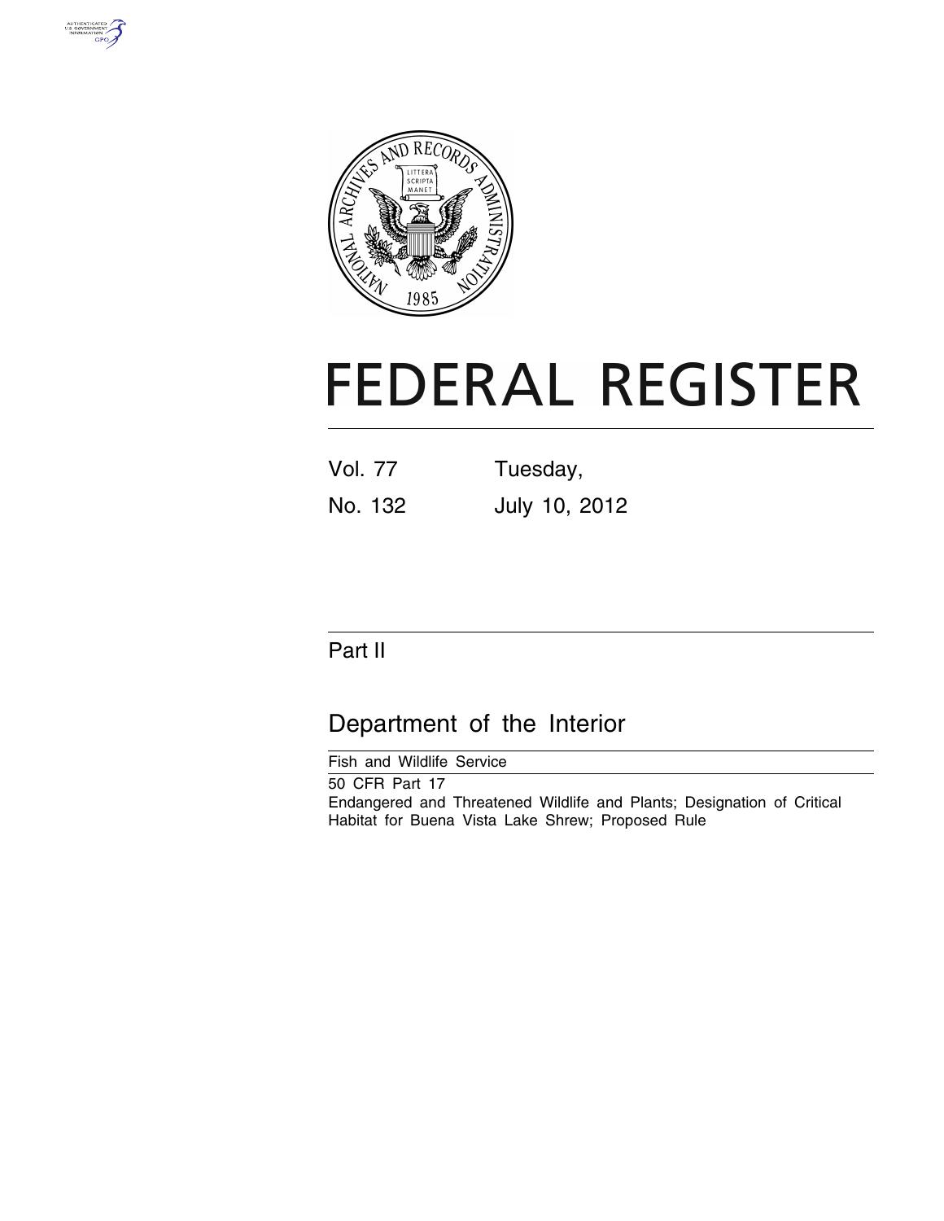# FEDERAL REGISTER

Vol. 77 No. 132

Tuesday, July 10, 2012

## Part II

## Department of the Interior

Fish and Wildlife Service

50 CFR Part 17

Endangered and Threatened Wildlife and Plants; Designation of Critical Habitat for Buena Vista Lake Shrew; Proposed Rule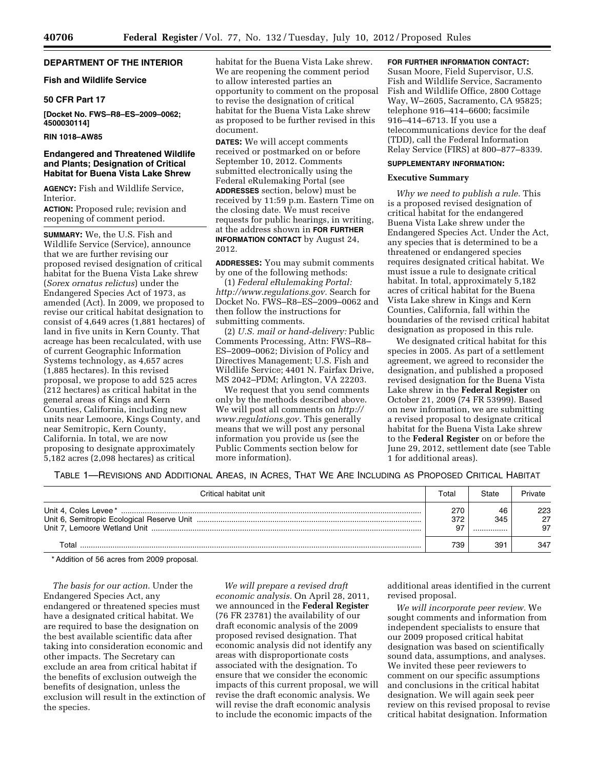## DEPARTMENT OF THE INTERIOR

### Fish and Wildlife Service

### 50 CFR Part 17

**[Docket No. FWS–R8–ES–2009–0062; 4500030114]**

**RIN 1018–AW85**

## Endangered and Threatened Wildlife and Plants; Designation of Critical Habitat for Buena Vista Lake Shrew

**AGENCY:** Fish and Wildlife Service, Interior.

**ACTION:** Proposed rule; revision and reopening of comment period.

**SUMMARY:** We, the U.S. Fish and Wildlife Service (Service), announce that we are further revising our proposed revised designation of critical habitat for the Buena Vista Lake shrew (*Sorex ornatus relictus*) under the Endangered Species Act of 1973, as amended (Act). In 2009, we proposed to revise our critical habitat designation to consist of 4,649 acres (1,881 hectares) of land in five units in Kern County. That acreage has been recalculated, with use of current Geographic Information Systems technology, as 4,657 acres (1,885 hectares). In this revised proposal, we propose to add 525 acres (212 hectares) as critical habitat in the general areas of Kings and Kern Counties, California, including new units near Lemoore, Kings County, and near Semitropic, Kern County, California. In total, we are now proposing to designate approximately 5,182 acres (2,098 hectares) as critical habitat for the Buena Vista Lake shrew. We are reopening the comment period to allow interested parties an opportunity to comment on the proposal to revise the designation of critical habitat for the Buena Vista Lake shrew as proposed to be further revised in this document.

**DATES:** We will accept comments received or postmarked on or before September 10, 2012. Comments submitted electronically using the Federal eRulemaking Portal (see **ADDRESSES** section, below) must be received by 11:59 p.m. Eastern Time on the closing date. We must receive requests for public hearings, in writing, at the address shown in **FOR FURTHER INFORMATION CONTACT** by August 24, 2012.

**ADDRESSES:** You may submit comments by one of the following methods:

(1) *Federal eRulemaking Portal: http://www.regulations.gov.* Search for Docket No. FWS–R8–ES–2009–0062 and then follow the instructions for submitting comments.

(2) *U.S. mail or hand-delivery:* Public Comments Processing, Attn: FWS–R8–ES–2009–0062; Division of Policy and Directives Management; U.S. Fish and Wildlife Service; 4401 N. Fairfax Drive, MS 2042–PDM; Arlington, VA 22203.

We request that you send comments only by the methods described above. We will post all comments on *http://www.regulations.gov.* This generally means that we will post any personal information you provide us (see the Public Comments section below for more information).

**FOR FURTHER INFORMATION CONTACT:** Susan Moore, Field Supervisor, U.S. Fish and Wildlife Service, Sacramento Fish and Wildlife Office, 2800 Cottage Way, W–2605, Sacramento, CA 95825; telephone 916–414–6600; facsimile 916–414–6713. If you use a telecommunications device for the deaf (TDD), call the Federal Information Relay Service (FIRS) at 800–877–8339.

**SUPPLEMENTARY INFORMATION:**

### Executive Summary

*Why we need to publish a rule.* This is a proposed revised designation of critical habitat for the endangered Buena Vista Lake shrew under the Endangered Species Act. Under the Act, any species that is determined to be a threatened or endangered species requires designated critical habitat. We must issue a rule to designate critical habitat. In total, approximately 5,182 acres of critical habitat for the Buena Vista Lake shrew in Kings and Kern Counties, California, fall within the boundaries of the revised critical habitat designation as proposed in this rule.

We designated critical habitat for this species in 2005. As part of a settlement agreement, we agreed to reconsider the designation, and published a proposed revised designation for the Buena Vista Lake shrew in the **Federal Register** on October 21, 2009 (74 FR 53999). Based on new information, we are submitting a revised proposal to designate critical habitat for the Buena Vista Lake shrew to the **Federal Register** on or before the June 29, 2012, settlement date (see Table 1 for additional areas).

TABLE 1—REVISIONS AND ADDITIONAL AREAS, IN ACRES, THAT WE ARE INCLUDING AS PROPOSED CRITICAL HABITAT

| Critical habitat unit | Total | State | Private |
|---|---|---|---|
| Unit 4, Coles Levee* | 270 | 46 | 223 |
| Unit 6, Semitropic Ecological Reserve Unit | 372 | 345 | 27 |
| Unit 7, Lemoore Wetland Unit | 97 | ................ | 97 |
| Total | 739 | 391 | 347 |

\* Addition of 56 acres from 2009 proposal.

*The basis for our action.* Under the Endangered Species Act, any endangered or threatened species must have a designated critical habitat. We are required to base the designation on the best available scientific data after taking into consideration economic and other impacts. The Secretary can exclude an area from critical habitat if the benefits of exclusion outweigh the benefits of designation, unless the exclusion will result in the extinction of the species.

*We will prepare a revised draft economic analysis.* On April 28, 2011, we announced in the **Federal Register** (76 FR 23781) the availability of our draft economic analysis of the 2009 proposed revised designation. That economic analysis did not identify any areas with disproportionate costs associated with the designation. To ensure that we consider the economic impacts of this current proposal, we will revise the draft economic analysis. We will revise the draft economic analysis to include the economic impacts of the additional areas identified in the current revised proposal.

*We will incorporate peer review.* We sought comments and information from independent specialists to ensure that our 2009 proposed critical habitat designation was based on scientifically sound data, assumptions, and analyses. We invited these peer reviewers to comment on our specific assumptions and conclusions in the critical habitat designation. We will again seek peer review on this revised proposal to revise critical habitat designation. Information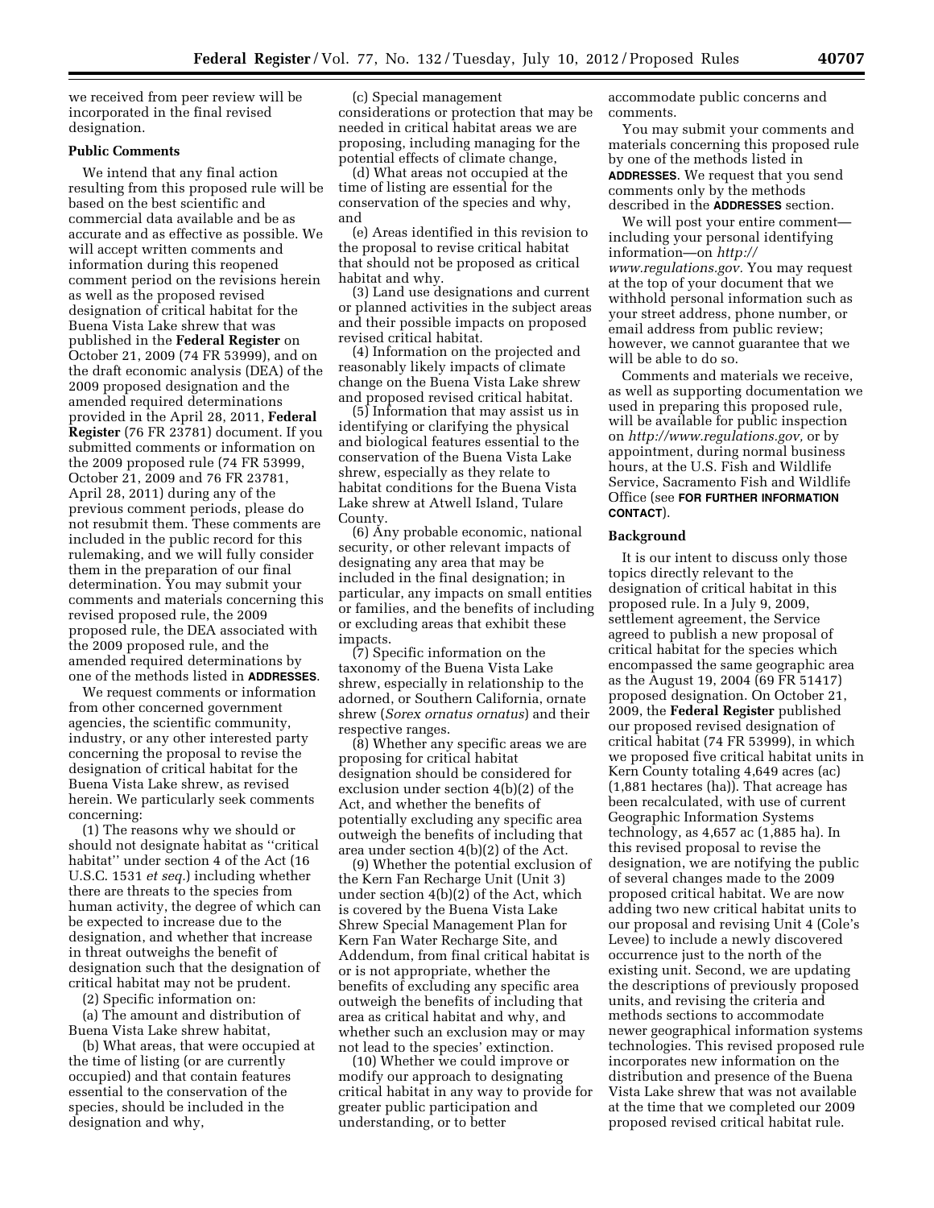we received from peer review will be incorporated in the final revised designation.

**Public Comments**

We intend that any final action resulting from this proposed rule will be based on the best scientific and commercial data available and be as accurate and as effective as possible. We will accept written comments and information during this reopened comment period on the revisions herein as well as the proposed revised designation of critical habitat for the Buena Vista Lake shrew that was published in the **Federal Register** on October 21, 2009 (74 FR 53999), and on the draft economic analysis (DEA) of the 2009 proposed designation and the amended required determinations provided in the April 28, 2011, **Federal Register** (76 FR 23781) document. If you submitted comments or information on the 2009 proposed rule (74 FR 53999, October 21, 2009 and 76 FR 23781, April 28, 2011) during any of the previous comment periods, please do not resubmit them. These comments are included in the public record for this rulemaking, and we will fully consider them in the preparation of our final determination. You may submit your comments and materials concerning this revised proposed rule, the 2009 proposed rule, the DEA associated with the 2009 proposed rule, and the amended required determinations by one of the methods listed in **ADDRESSES**.

We request comments or information from other concerned government agencies, the scientific community, industry, or any other interested party concerning the proposal to revise the designation of critical habitat for the Buena Vista Lake shrew, as revised herein. We particularly seek comments concerning:

(1) The reasons why we should or should not designate habitat as ''critical habitat'' under section 4 of the Act (16 U.S.C. 1531 *et seq.*) including whether there are threats to the species from human activity, the degree of which can be expected to increase due to the designation, and whether that increase in threat outweighs the benefit of designation such that the designation of critical habitat may not be prudent.

(2) Specific information on:

(a) The amount and distribution of Buena Vista Lake shrew habitat,

(b) What areas, that were occupied at the time of listing (or are currently occupied) and that contain features essential to the conservation of the species, should be included in the designation and why,

(c) Special management considerations or protection that may be needed in critical habitat areas we are proposing, including managing for the potential effects of climate change,

(d) What areas not occupied at the time of listing are essential for the conservation of the species and why, and

(e) Areas identified in this revision to the proposal to revise critical habitat that should not be proposed as critical habitat and why.

(3) Land use designations and current or planned activities in the subject areas and their possible impacts on proposed revised critical habitat.

(4) Information on the projected and reasonably likely impacts of climate change on the Buena Vista Lake shrew and proposed revised critical habitat.

(5) Information that may assist us in identifying or clarifying the physical and biological features essential to the conservation of the Buena Vista Lake shrew, especially as they relate to habitat conditions for the Buena Vista Lake shrew at Atwell Island, Tulare County.

(6) Any probable economic, national security, or other relevant impacts of designating any area that may be included in the final designation; in particular, any impacts on small entities or families, and the benefits of including or excluding areas that exhibit these impacts.

(7) Specific information on the taxonomy of the Buena Vista Lake shrew, especially in relationship to the adorned, or Southern California, ornate shrew (*Sorex ornatus ornatus*) and their respective ranges.

(8) Whether any specific areas we are proposing for critical habitat designation should be considered for exclusion under section 4(b)(2) of the Act, and whether the benefits of potentially excluding any specific area outweigh the benefits of including that area under section 4(b)(2) of the Act.

(9) Whether the potential exclusion of the Kern Fan Recharge Unit (Unit 3) under section 4(b)(2) of the Act, which is covered by the Buena Vista Lake Shrew Special Management Plan for Kern Fan Water Recharge Site, and Addendum, from final critical habitat is or is not appropriate, whether the benefits of excluding any specific area outweigh the benefits of including that area as critical habitat and why, and whether such an exclusion may or may not lead to the species' extinction.

(10) Whether we could improve or modify our approach to designating critical habitat in any way to provide for greater public participation and understanding, or to better accommodate public concerns and comments.

You may submit your comments and materials concerning this proposed rule by one of the methods listed in **ADDRESSES**. We request that you send comments only by the methods described in the **ADDRESSES** section.

We will post your entire comment—including your personal identifying information—on *http://www.regulations.gov*. You may request at the top of your document that we withhold personal information such as your street address, phone number, or email address from public review; however, we cannot guarantee that we will be able to do so.

Comments and materials we receive, as well as supporting documentation we used in preparing this proposed rule, will be available for public inspection on *http://www.regulations.gov,* or by appointment, during normal business hours, at the U.S. Fish and Wildlife Service, Sacramento Fish and Wildlife Office (see **FOR FURTHER INFORMATION CONTACT**).

**Background**

It is our intent to discuss only those topics directly relevant to the designation of critical habitat in this proposed rule. In a July 9, 2009, settlement agreement, the Service agreed to publish a new proposal of critical habitat for the species which encompassed the same geographic area as the August 19, 2004 (69 FR 51417) proposed designation. On October 21, 2009, the **Federal Register** published our proposed revised designation of critical habitat (74 FR 53999), in which we proposed five critical habitat units in Kern County totaling 4,649 acres (ac) (1,881 hectares (ha)). That acreage has been recalculated, with use of current Geographic Information Systems technology, as 4,657 ac (1,885 ha). In this revised proposal to revise the designation, we are notifying the public of several changes made to the 2009 proposed critical habitat. We are now adding two new critical habitat units to our proposal and revising Unit 4 (Cole's Levee) to include a newly discovered occurrence just to the north of the existing unit. Second, we are updating the descriptions of previously proposed units, and revising the criteria and methods sections to accommodate newer geographical information systems technologies. This revised proposed rule incorporates new information on the distribution and presence of the Buena Vista Lake shrew that was not available at the time that we completed our 2009 proposed revised critical habitat rule.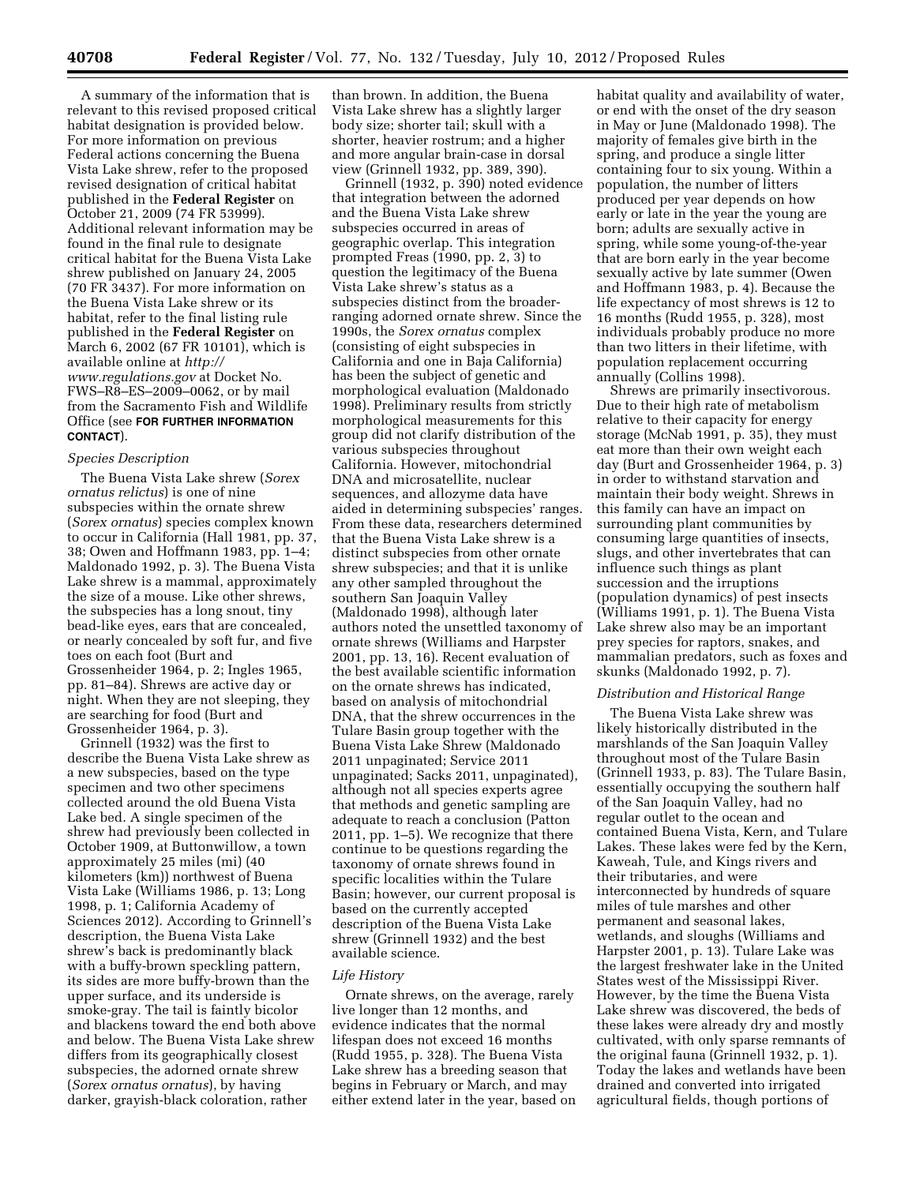A summary of the information that is relevant to this revised proposed critical habitat designation is provided below. For more information on previous Federal actions concerning the Buena Vista Lake shrew, refer to the proposed revised designation of critical habitat published in the **Federal Register** on October 21, 2009 (74 FR 53999). Additional relevant information may be found in the final rule to designate critical habitat for the Buena Vista Lake shrew published on January 24, 2005 (70 FR 3437). For more information on the Buena Vista Lake shrew or its habitat, refer to the final listing rule published in the **Federal Register** on March 6, 2002 (67 FR 10101), which is available online at *http://www.regulations.gov* at Docket No. FWS–R8–ES–2009–0062, or by mail from the Sacramento Fish and Wildlife Office (see **FOR FURTHER INFORMATION CONTACT**).

*Species Description*

The Buena Vista Lake shrew (*Sorex ornatus relictus*) is one of nine subspecies within the ornate shrew (*Sorex ornatus*) species complex known to occur in California (Hall 1981, pp. 37, 38; Owen and Hoffmann 1983, pp. 1–4; Maldonado 1992, p. 3). The Buena Vista Lake shrew is a mammal, approximately the size of a mouse. Like other shrews, the subspecies has a long snout, tiny bead-like eyes, ears that are concealed, or nearly concealed by soft fur, and five toes on each foot (Burt and Grossenheider 1964, p. 2; Ingles 1965, pp. 81–84). Shrews are active day or night. When they are not sleeping, they are searching for food (Burt and Grossenheider 1964, p. 3).

Grinnell (1932) was the first to describe the Buena Vista Lake shrew as a new subspecies, based on the type specimen and two other specimens collected around the old Buena Vista Lake bed. A single specimen of the shrew had previously been collected in October 1909, at Buttonwillow, a town approximately 25 miles (mi) (40 kilometers (km)) northwest of Buena Vista Lake (Williams 1986, p. 13; Long 1998, p. 1; California Academy of Sciences 2012). According to Grinnell's description, the Buena Vista Lake shrew's back is predominantly black with a buffy-brown speckling pattern, its sides are more buffy-brown than the upper surface, and its underside is smoke-gray. The tail is faintly bicolor and blackens toward the end both above and below. The Buena Vista Lake shrew differs from its geographically closest subspecies, the adorned ornate shrew (*Sorex ornatus ornatus*), by having darker, grayish-black coloration, rather than brown. In addition, the Buena Vista Lake shrew has a slightly larger body size; shorter tail; skull with a shorter, heavier rostrum; and a higher and more angular brain-case in dorsal view (Grinnell 1932, pp. 389, 390).

Grinnell (1932, p. 390) noted evidence that integration between the adorned and the Buena Vista Lake shrew subspecies occurred in areas of geographic overlap. This integration prompted Freas (1990, pp. 2, 3) to question the legitimacy of the Buena Vista Lake shrew's status as a subspecies distinct from the broader-ranging adorned ornate shrew. Since the 1990s, the *Sorex ornatus* complex (consisting of eight subspecies in California and one in Baja California) has been the subject of genetic and morphological evaluation (Maldonado 1998). Preliminary results from strictly morphological measurements for this group did not clarify distribution of the various subspecies throughout California. However, mitochondrial DNA and microsatellite, nuclear sequences, and allozyme data have aided in determining subspecies' ranges. From these data, researchers determined that the Buena Vista Lake shrew is a distinct subspecies from other ornate shrew subspecies; and that it is unlike any other sampled throughout the southern San Joaquin Valley (Maldonado 1998), although later authors noted the unsettled taxonomy of ornate shrews (Williams and Harpster 2001, pp. 13, 16). Recent evaluation of the best available scientific information on the ornate shrews has indicated, based on analysis of mitochondrial DNA, that the shrew occurrences in the Tulare Basin group together with the Buena Vista Lake Shrew (Maldonado 2011 unpaginated; Service 2011 unpaginated; Sacks 2011, unpaginated), although not all species experts agree that methods and genetic sampling are adequate to reach a conclusion (Patton 2011, pp. 1–5). We recognize that there continue to be questions regarding the taxonomy of ornate shrews found in specific localities within the Tulare Basin; however, our current proposal is based on the currently accepted description of the Buena Vista Lake shrew (Grinnell 1932) and the best available science.

*Life History*

Ornate shrews, on the average, rarely live longer than 12 months, and evidence indicates that the normal lifespan does not exceed 16 months (Rudd 1955, p. 328). The Buena Vista Lake shrew has a breeding season that begins in February or March, and may either extend later in the year, based on habitat quality and availability of water, or end with the onset of the dry season in May or June (Maldonado 1998). The majority of females give birth in the spring, and produce a single litter containing four to six young. Within a population, the number of litters produced per year depends on how early or late in the year the young are born; adults are sexually active in spring, while some young-of-the-year that are born early in the year become sexually active by late summer (Owen and Hoffmann 1983, p. 4). Because the life expectancy of most shrews is 12 to 16 months (Rudd 1955, p. 328), most individuals probably produce no more than two litters in their lifetime, with population replacement occurring annually (Collins 1998).

Shrews are primarily insectivorous. Due to their high rate of metabolism relative to their capacity for energy storage (McNab 1991, p. 35), they must eat more than their own weight each day (Burt and Grossenheider 1964, p. 3) in order to withstand starvation and maintain their body weight. Shrews in this family can have an impact on surrounding plant communities by consuming large quantities of insects, slugs, and other invertebrates that can influence such things as plant succession and the irruptions (population dynamics) of pest insects (Williams 1991, p. 1). The Buena Vista Lake shrew also may be an important prey species for raptors, snakes, and mammalian predators, such as foxes and skunks (Maldonado 1992, p. 7).

*Distribution and Historical Range*

The Buena Vista Lake shrew was likely historically distributed in the marshlands of the San Joaquin Valley throughout most of the Tulare Basin (Grinnell 1933, p. 83). The Tulare Basin, essentially occupying the southern half of the San Joaquin Valley, had no regular outlet to the ocean and contained Buena Vista, Kern, and Tulare Lakes. These lakes were fed by the Kern, Kaweah, Tule, and Kings rivers and their tributaries, and were interconnected by hundreds of square miles of tule marshes and other permanent and seasonal lakes, wetlands, and sloughs (Williams and Harpster 2001, p. 13). Tulare Lake was the largest freshwater lake in the United States west of the Mississippi River. However, by the time the Buena Vista Lake shrew was discovered, the beds of these lakes were already dry and mostly cultivated, with only sparse remnants of the original fauna (Grinnell 1932, p. 1). Today the lakes and wetlands have been drained and converted into irrigated agricultural fields, though portions of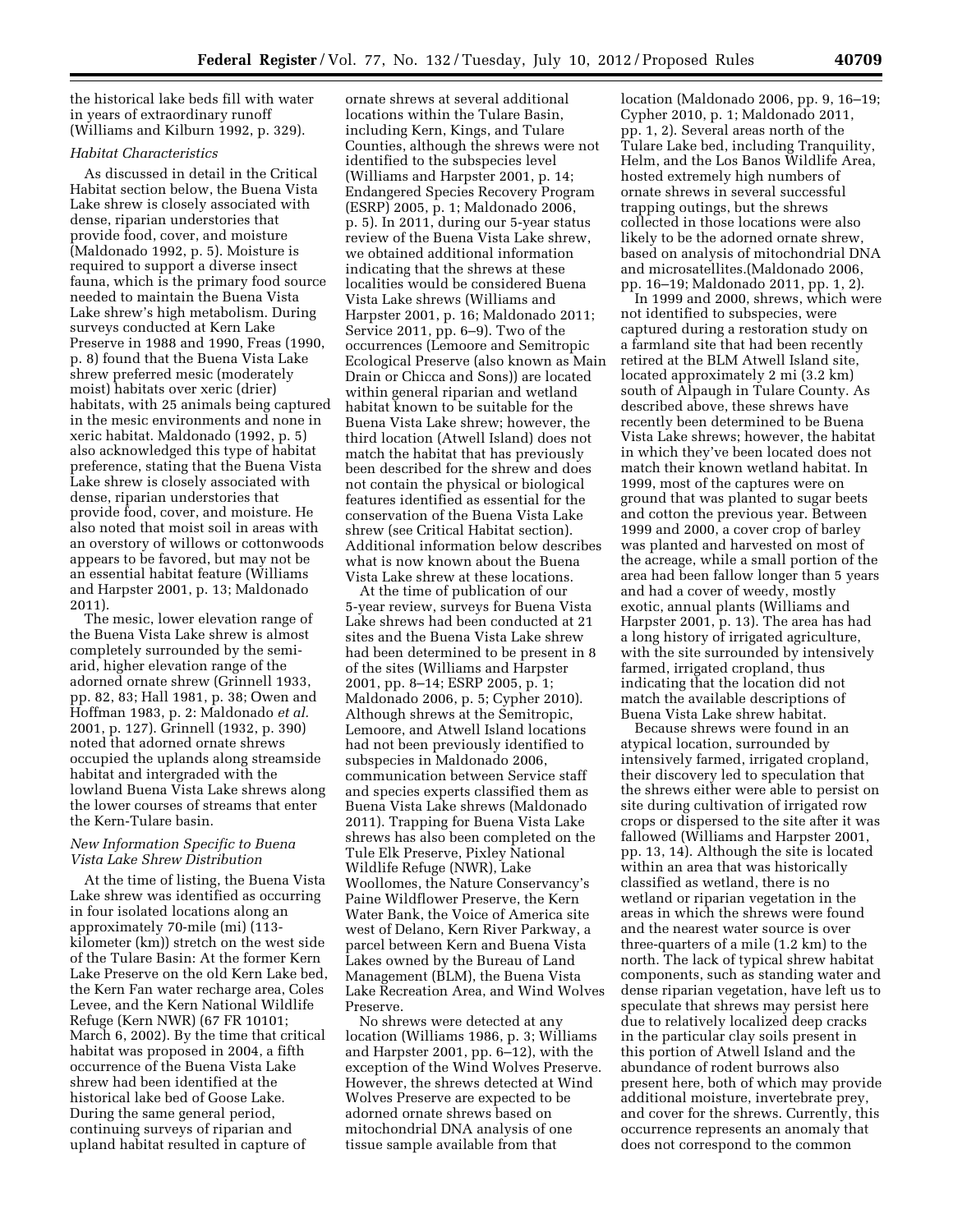the historical lake beds fill with water in years of extraordinary runoff (Williams and Kilburn 1992, p. 329).

*Habitat Characteristics*

As discussed in detail in the Critical Habitat section below, the Buena Vista Lake shrew is closely associated with dense, riparian understories that provide food, cover, and moisture (Maldonado 1992, p. 5). Moisture is required to support a diverse insect fauna, which is the primary food source needed to maintain the Buena Vista Lake shrew's high metabolism. During surveys conducted at Kern Lake Preserve in 1988 and 1990, Freas (1990, p. 8) found that the Buena Vista Lake shrew preferred mesic (moderately moist) habitats over xeric (drier) habitats, with 25 animals being captured in the mesic environments and none in xeric habitat. Maldonado (1992, p. 5) also acknowledged this type of habitat preference, stating that the Buena Vista Lake shrew is closely associated with dense, riparian understories that provide food, cover, and moisture. He also noted that moist soil in areas with an overstory of willows or cottonwoods appears to be favored, but may not be an essential habitat feature (Williams and Harpster 2001, p. 13; Maldonado 2011).

The mesic, lower elevation range of the Buena Vista Lake shrew is almost completely surrounded by the semi-arid, higher elevation range of the adorned ornate shrew (Grinnell 1933, pp. 82, 83; Hall 1981, p. 38; Owen and Hoffman 1983, p. 2: Maldonado *et al.* 2001, p. 127). Grinnell (1932, p. 390) noted that adorned ornate shrews occupied the uplands along streamside habitat and intergraded with the lowland Buena Vista Lake shrews along the lower courses of streams that enter the Kern-Tulare basin.

*New Information Specific to Buena Vista Lake Shrew Distribution*

At the time of listing, the Buena Vista Lake shrew was identified as occurring in four isolated locations along an approximately 70-mile (mi) (113-kilometer (km)) stretch on the west side of the Tulare Basin: At the former Kern Lake Preserve on the old Kern Lake bed, the Kern Fan water recharge area, Coles Levee, and the Kern National Wildlife Refuge (Kern NWR) (67 FR 10101; March 6, 2002). By the time that critical habitat was proposed in 2004, a fifth occurrence of the Buena Vista Lake shrew had been identified at the historical lake bed of Goose Lake. During the same general period, continuing surveys of riparian and upland habitat resulted in capture of ornate shrews at several additional locations within the Tulare Basin, including Kern, Kings, and Tulare Counties, although the shrews were not identified to the subspecies level (Williams and Harpster 2001, p. 14; Endangered Species Recovery Program (ESRP) 2005, p. 1; Maldonado 2006, p. 5). In 2011, during our 5-year status review of the Buena Vista Lake shrew, we obtained additional information indicating that the shrews at these localities would be considered Buena Vista Lake shrews (Williams and Harpster 2001, p. 16; Maldonado 2011; Service 2011, pp. 6–9). Two of the occurrences (Lemoore and Semitropic Ecological Preserve (also known as Main Drain or Chicca and Sons)) are located within general riparian and wetland habitat known to be suitable for the Buena Vista Lake shrew; however, the third location (Atwell Island) does not match the habitat that has previously been described for the shrew and does not contain the physical or biological features identified as essential for the conservation of the Buena Vista Lake shrew (see Critical Habitat section). Additional information below describes what is now known about the Buena Vista Lake shrew at these locations.

At the time of publication of our 5-year review, surveys for Buena Vista Lake shrews had been conducted at 21 sites and the Buena Vista Lake shrew had been determined to be present in 8 of the sites (Williams and Harpster 2001, pp. 8–14; ESRP 2005, p. 1; Maldonado 2006, p. 5; Cypher 2010). Although shrews at the Semitropic, Lemoore, and Atwell Island locations had not been previously identified to subspecies in Maldonado 2006, communication between Service staff and species experts classified them as Buena Vista Lake shrews (Maldonado 2011). Trapping for Buena Vista Lake shrews has also been completed on the Tule Elk Preserve, Pixley National Wildlife Refuge (NWR), Lake Woollomes, the Nature Conservancy's Paine Wildflower Preserve, the Kern Water Bank, the Voice of America site west of Delano, Kern River Parkway, a parcel between Kern and Buena Vista Lakes owned by the Bureau of Land Management (BLM), the Buena Vista Lake Recreation Area, and Wind Wolves Preserve.

No shrews were detected at any location (Williams 1986, p. 3; Williams and Harpster 2001, pp. 6–12), with the exception of the Wind Wolves Preserve. However, the shrews detected at Wind Wolves Preserve are expected to be adorned ornate shrews based on mitochondrial DNA analysis of one tissue sample available from that location (Maldonado 2006, pp. 9, 16–19; Cypher 2010, p. 1; Maldonado 2011, pp. 1, 2). Several areas north of the Tulare Lake bed, including Tranquility, Helm, and the Los Banos Wildlife Area, hosted extremely high numbers of ornate shrews in several successful trapping outings, but the shrews collected in those locations were also likely to be the adorned ornate shrew, based on analysis of mitochondrial DNA and microsatellites.(Maldonado 2006, pp. 16–19; Maldonado 2011, pp. 1, 2).

In 1999 and 2000, shrews, which were not identified to subspecies, were captured during a restoration study on a farmland site that had been recently retired at the BLM Atwell Island site, located approximately 2 mi (3.2 km) south of Alpaugh in Tulare County. As described above, these shrews have recently been determined to be Buena Vista Lake shrews; however, the habitat in which they've been located does not match their known wetland habitat. In 1999, most of the captures were on ground that was planted to sugar beets and cotton the previous year. Between 1999 and 2000, a cover crop of barley was planted and harvested on most of the acreage, while a small portion of the area had been fallow longer than 5 years and had a cover of weedy, mostly exotic, annual plants (Williams and Harpster 2001, p. 13). The area has had a long history of irrigated agriculture, with the site surrounded by intensively farmed, irrigated cropland, thus indicating that the location did not match the available descriptions of Buena Vista Lake shrew habitat.

Because shrews were found in an atypical location, surrounded by intensively farmed, irrigated cropland, their discovery led to speculation that the shrews either were able to persist on site during cultivation of irrigated row crops or dispersed to the site after it was fallowed (Williams and Harpster 2001, pp. 13, 14). Although the site is located within an area that was historically classified as wetland, there is no wetland or riparian vegetation in the areas in which the shrews were found and the nearest water source is over three-quarters of a mile (1.2 km) to the north. The lack of typical shrew habitat components, such as standing water and dense riparian vegetation, have left us to speculate that shrews may persist here due to relatively localized deep cracks in the particular clay soils present in this portion of Atwell Island and the abundance of rodent burrows also present here, both of which may provide additional moisture, invertebrate prey, and cover for the shrews. Currently, this occurrence represents an anomaly that does not correspond to the common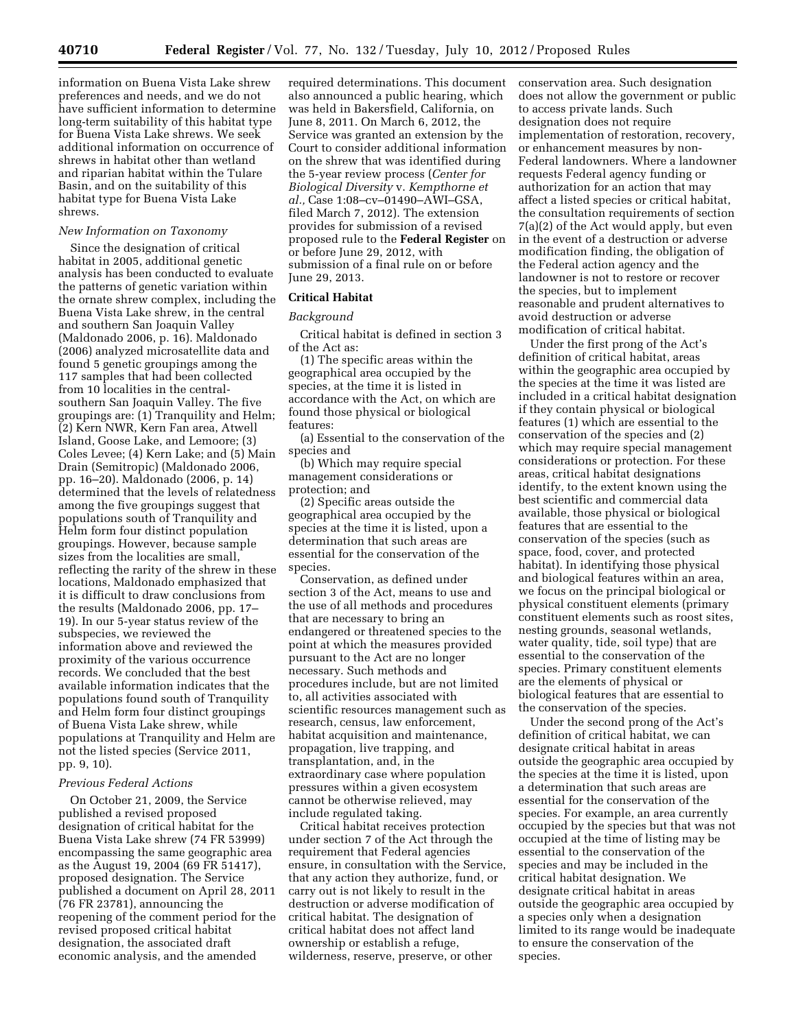information on Buena Vista Lake shrew preferences and needs, and we do not have sufficient information to determine long-term suitability of this habitat type for Buena Vista Lake shrews. We seek additional information on occurrence of shrews in habitat other than wetland and riparian habitat within the Tulare Basin, and on the suitability of this habitat type for Buena Vista Lake shrews.

*New Information on Taxonomy*

Since the designation of critical habitat in 2005, additional genetic analysis has been conducted to evaluate the patterns of genetic variation within the ornate shrew complex, including the Buena Vista Lake shrew, in the central and southern San Joaquin Valley (Maldonado 2006, p. 16). Maldonado (2006) analyzed microsatellite data and found 5 genetic groupings among the 117 samples that had been collected from 10 localities in the central-southern San Joaquin Valley. The five groupings are: (1) Tranquility and Helm; (2) Kern NWR, Kern Fan area, Atwell Island, Goose Lake, and Lemoore; (3) Coles Levee; (4) Kern Lake; and (5) Main Drain (Semitropic) (Maldonado 2006, pp. 16–20). Maldonado (2006, p. 14) determined that the levels of relatedness among the five groupings suggest that populations south of Tranquility and Helm form four distinct population groupings. However, because sample sizes from the localities are small, reflecting the rarity of the shrew in these locations, Maldonado emphasized that it is difficult to draw conclusions from the results (Maldonado 2006, pp. 17–19). In our 5-year status review of the subspecies, we reviewed the information above and reviewed the proximity of the various occurrence records. We concluded that the best available information indicates that the populations found south of Tranquility and Helm form four distinct groupings of Buena Vista Lake shrew, while populations at Tranquility and Helm are not the listed species (Service 2011, pp. 9, 10).

*Previous Federal Actions*

On October 21, 2009, the Service published a revised proposed designation of critical habitat for the Buena Vista Lake shrew (74 FR 53999) encompassing the same geographic area as the August 19, 2004 (69 FR 51417), proposed designation. The Service published a document on April 28, 2011 (76 FR 23781), announcing the reopening of the comment period for the revised proposed critical habitat designation, the associated draft economic analysis, and the amended required determinations. This document also announced a public hearing, which was held in Bakersfield, California, on June 8, 2011. On March 6, 2012, the Service was granted an extension by the Court to consider additional information on the shrew that was identified during the 5-year review process (*Center for Biological Diversity* v. *Kempthorne et al.,* Case 1:08–cv–01490–AWI–GSA, filed March 7, 2012). The extension provides for submission of a revised proposed rule to the **Federal Register** on or before June 29, 2012, with submission of a final rule on or before June 29, 2013.

## Critical Habitat

*Background*

Critical habitat is defined in section 3 of the Act as:

(1) The specific areas within the geographical area occupied by the species, at the time it is listed in accordance with the Act, on which are found those physical or biological features:

(a) Essential to the conservation of the species and

(b) Which may require special management considerations or protection; and

(2) Specific areas outside the geographical area occupied by the species at the time it is listed, upon a determination that such areas are essential for the conservation of the species.

Conservation, as defined under section 3 of the Act, means to use and the use of all methods and procedures that are necessary to bring an endangered or threatened species to the point at which the measures provided pursuant to the Act are no longer necessary. Such methods and procedures include, but are not limited to, all activities associated with scientific resources management such as research, census, law enforcement, habitat acquisition and maintenance, propagation, live trapping, and transplantation, and, in the extraordinary case where population pressures within a given ecosystem cannot be otherwise relieved, may include regulated taking.

Critical habitat receives protection under section 7 of the Act through the requirement that Federal agencies ensure, in consultation with the Service, that any action they authorize, fund, or carry out is not likely to result in the destruction or adverse modification of critical habitat. The designation of critical habitat does not affect land ownership or establish a refuge, wilderness, reserve, preserve, or other conservation area. Such designation does not allow the government or public to access private lands. Such designation does not require implementation of restoration, recovery, or enhancement measures by non-Federal landowners. Where a landowner requests Federal agency funding or authorization for an action that may affect a listed species or critical habitat, the consultation requirements of section 7(a)(2) of the Act would apply, but even in the event of a destruction or adverse modification finding, the obligation of the Federal action agency and the landowner is not to restore or recover the species, but to implement reasonable and prudent alternatives to avoid destruction or adverse modification of critical habitat.

Under the first prong of the Act's definition of critical habitat, areas within the geographic area occupied by the species at the time it was listed are included in a critical habitat designation if they contain physical or biological features (1) which are essential to the conservation of the species and (2) which may require special management considerations or protection. For these areas, critical habitat designations identify, to the extent known using the best scientific and commercial data available, those physical or biological features that are essential to the conservation of the species (such as space, food, cover, and protected habitat). In identifying those physical and biological features within an area, we focus on the principal biological or physical constituent elements (primary constituent elements such as roost sites, nesting grounds, seasonal wetlands, water quality, tide, soil type) that are essential to the conservation of the species. Primary constituent elements are the elements of physical or biological features that are essential to the conservation of the species.

Under the second prong of the Act's definition of critical habitat, we can designate critical habitat in areas outside the geographic area occupied by the species at the time it is listed, upon a determination that such areas are essential for the conservation of the species. For example, an area currently occupied by the species but that was not occupied at the time of listing may be essential to the conservation of the species and may be included in the critical habitat designation. We designate critical habitat in areas outside the geographic area occupied by a species only when a designation limited to its range would be inadequate to ensure the conservation of the species.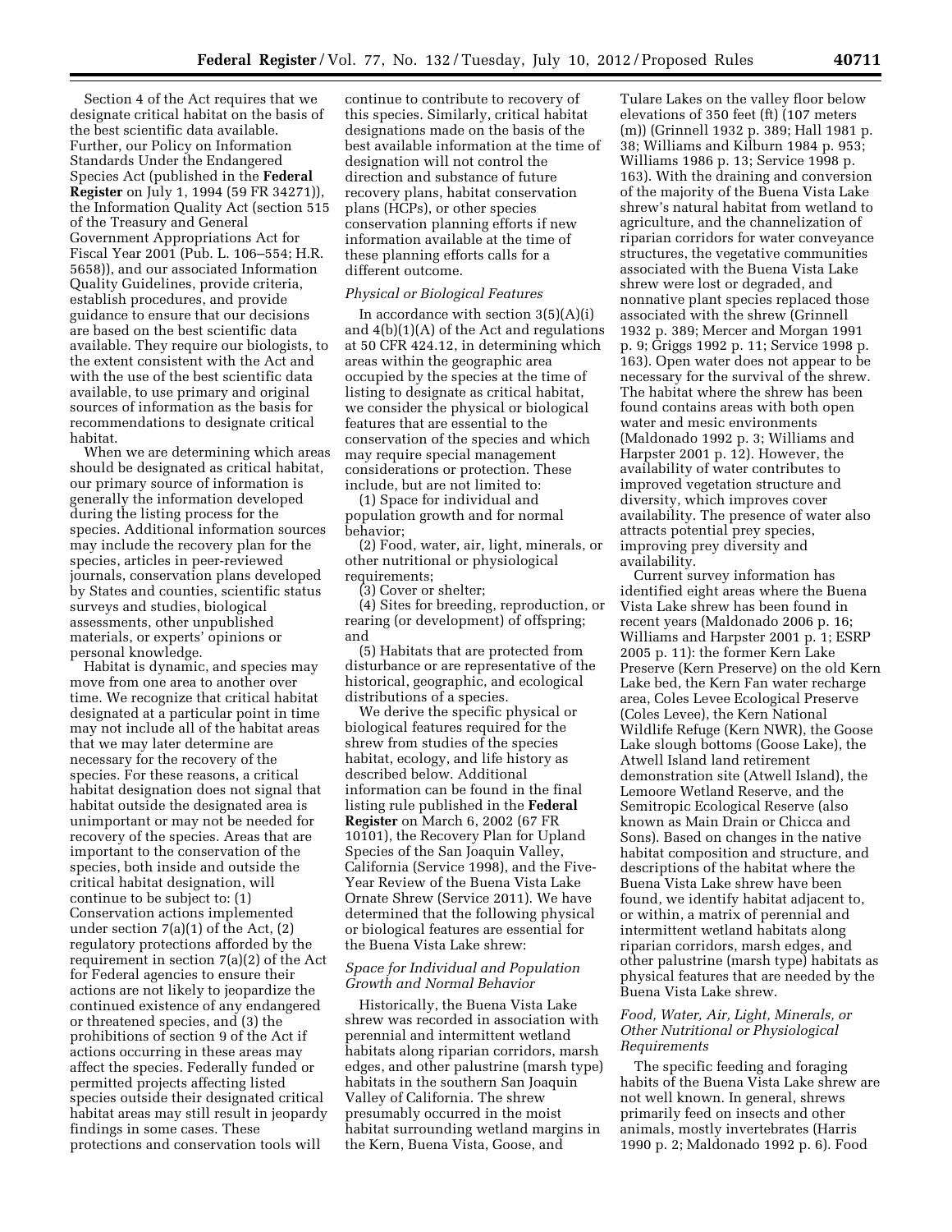Section 4 of the Act requires that we designate critical habitat on the basis of the best scientific data available. Further, our Policy on Information Standards Under the Endangered Species Act (published in the **Federal Register** on July 1, 1994 (59 FR 34271)), the Information Quality Act (section 515 of the Treasury and General Government Appropriations Act for Fiscal Year 2001 (Pub. L. 106–554; H.R. 5658)), and our associated Information Quality Guidelines, provide criteria, establish procedures, and provide guidance to ensure that our decisions are based on the best scientific data available. They require our biologists, to the extent consistent with the Act and with the use of the best scientific data available, to use primary and original sources of information as the basis for recommendations to designate critical habitat.

When we are determining which areas should be designated as critical habitat, our primary source of information is generally the information developed during the listing process for the species. Additional information sources may include the recovery plan for the species, articles in peer-reviewed journals, conservation plans developed by States and counties, scientific status surveys and studies, biological assessments, other unpublished materials, or experts' opinions or personal knowledge.

Habitat is dynamic, and species may move from one area to another over time. We recognize that critical habitat designated at a particular point in time may not include all of the habitat areas that we may later determine are necessary for the recovery of the species. For these reasons, a critical habitat designation does not signal that habitat outside the designated area is unimportant or may not be needed for recovery of the species. Areas that are important to the conservation of the species, both inside and outside the critical habitat designation, will continue to be subject to: (1) Conservation actions implemented under section 7(a)(1) of the Act, (2) regulatory protections afforded by the requirement in section 7(a)(2) of the Act for Federal agencies to ensure their actions are not likely to jeopardize the continued existence of any endangered or threatened species, and (3) the prohibitions of section 9 of the Act if actions occurring in these areas may affect the species. Federally funded or permitted projects affecting listed species outside their designated critical habitat areas may still result in jeopardy findings in some cases. These protections and conservation tools will continue to contribute to recovery of this species. Similarly, critical habitat designations made on the basis of the best available information at the time of designation will not control the direction and substance of future recovery plans, habitat conservation plans (HCPs), or other species conservation planning efforts if new information available at the time of these planning efforts calls for a different outcome.

### *Physical or Biological Features*

In accordance with section 3(5)(A)(i) and 4(b)(1)(A) of the Act and regulations at 50 CFR 424.12, in determining which areas within the geographic area occupied by the species at the time of listing to designate as critical habitat, we consider the physical or biological features that are essential to the conservation of the species and which may require special management considerations or protection. These include, but are not limited to:

(1) Space for individual and population growth and for normal behavior;

(2) Food, water, air, light, minerals, or other nutritional or physiological requirements;

(3) Cover or shelter;

(4) Sites for breeding, reproduction, or rearing (or development) of offspring; and

(5) Habitats that are protected from disturbance or are representative of the historical, geographic, and ecological distributions of a species.

We derive the specific physical or biological features required for the shrew from studies of the species habitat, ecology, and life history as described below. Additional information can be found in the final listing rule published in the **Federal Register** on March 6, 2002 (67 FR 10101), the Recovery Plan for Upland Species of the San Joaquin Valley, California (Service 1998), and the Five-Year Review of the Buena Vista Lake Ornate Shrew (Service 2011). We have determined that the following physical or biological features are essential for the Buena Vista Lake shrew:

### *Space for Individual and Population Growth and Normal Behavior*

Historically, the Buena Vista Lake shrew was recorded in association with perennial and intermittent wetland habitats along riparian corridors, marsh edges, and other palustrine (marsh type) habitats in the southern San Joaquin Valley of California. The shrew presumably occurred in the moist habitat surrounding wetland margins in the Kern, Buena Vista, Goose, and Tulare Lakes on the valley floor below elevations of 350 feet (ft) (107 meters (m)) (Grinnell 1932 p. 389; Hall 1981 p. 38; Williams and Kilburn 1984 p. 953; Williams 1986 p. 13; Service 1998 p. 163). With the draining and conversion of the majority of the Buena Vista Lake shrew's natural habitat from wetland to agriculture, and the channelization of riparian corridors for water conveyance structures, the vegetative communities associated with the Buena Vista Lake shrew were lost or degraded, and nonnative plant species replaced those associated with the shrew (Grinnell 1932 p. 389; Mercer and Morgan 1991 p. 9; Griggs 1992 p. 11; Service 1998 p. 163). Open water does not appear to be necessary for the survival of the shrew. The habitat where the shrew has been found contains areas with both open water and mesic environments (Maldonado 1992 p. 3; Williams and Harpster 2001 p. 12). However, the availability of water contributes to improved vegetation structure and diversity, which improves cover availability. The presence of water also attracts potential prey species, improving prey diversity and availability.

Current survey information has identified eight areas where the Buena Vista Lake shrew has been found in recent years (Maldonado 2006 p. 16; Williams and Harpster 2001 p. 1; ESRP 2005 p. 11): the former Kern Lake Preserve (Kern Preserve) on the old Kern Lake bed, the Kern Fan water recharge area, Coles Levee Ecological Preserve (Coles Levee), the Kern National Wildlife Refuge (Kern NWR), the Goose Lake slough bottoms (Goose Lake), the Atwell Island land retirement demonstration site (Atwell Island), the Lemoore Wetland Reserve, and the Semitropic Ecological Reserve (also known as Main Drain or Chicca and Sons). Based on changes in the native habitat composition and structure, and descriptions of the habitat where the Buena Vista Lake shrew have been found, we identify habitat adjacent to, or within, a matrix of perennial and intermittent wetland habitats along riparian corridors, marsh edges, and other palustrine (marsh type) habitats as physical features that are needed by the Buena Vista Lake shrew.

### *Food, Water, Air, Light, Minerals, or Other Nutritional or Physiological Requirements*

The specific feeding and foraging habits of the Buena Vista Lake shrew are not well known. In general, shrews primarily feed on insects and other animals, mostly invertebrates (Harris 1990 p. 2; Maldonado 1992 p. 6). Food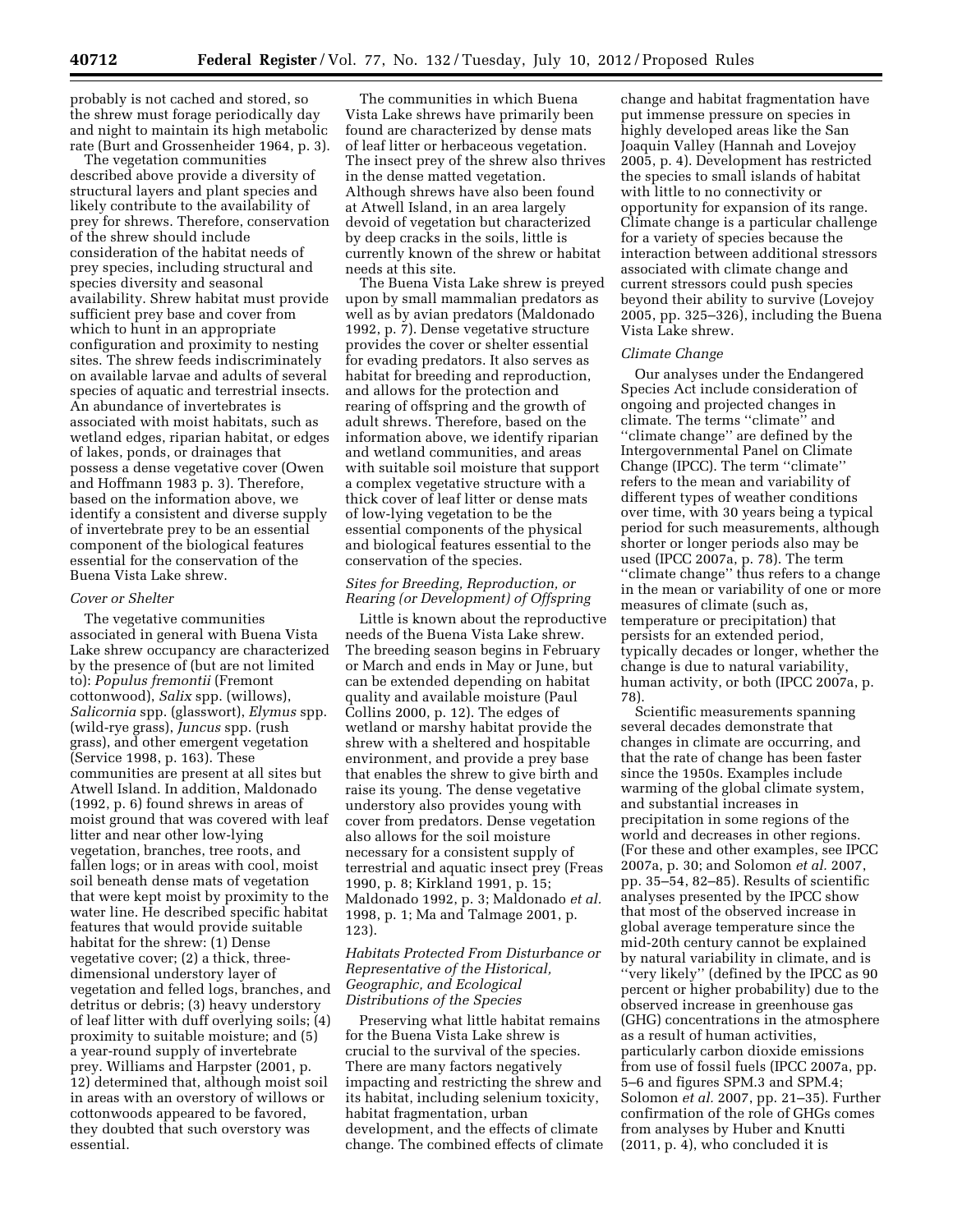probably is not cached and stored, so the shrew must forage periodically day and night to maintain its high metabolic rate (Burt and Grossenheider 1964, p. 3).

The vegetation communities described above provide a diversity of structural layers and plant species and likely contribute to the availability of prey for shrews. Therefore, conservation of the shrew should include consideration of the habitat needs of prey species, including structural and species diversity and seasonal availability. Shrew habitat must provide sufficient prey base and cover from which to hunt in an appropriate configuration and proximity to nesting sites. The shrew feeds indiscriminately on available larvae and adults of several species of aquatic and terrestrial insects. An abundance of invertebrates is associated with moist habitats, such as wetland edges, riparian habitat, or edges of lakes, ponds, or drainages that possess a dense vegetative cover (Owen and Hoffmann 1983 p. 3). Therefore, based on the information above, we identify a consistent and diverse supply of invertebrate prey to be an essential component of the biological features essential for the conservation of the Buena Vista Lake shrew.

*Cover or Shelter*

The vegetative communities associated in general with Buena Vista Lake shrew occupancy are characterized by the presence of (but are not limited to): *Populus fremontii* (Fremont cottonwood), *Salix* spp. (willows), *Salicornia* spp. (glasswort), *Elymus* spp. (wild-rye grass), *Juncus* spp. (rush grass), and other emergent vegetation (Service 1998, p. 163). These communities are present at all sites but Atwell Island. In addition, Maldonado (1992, p. 6) found shrews in areas of moist ground that was covered with leaf litter and near other low-lying vegetation, branches, tree roots, and fallen logs; or in areas with cool, moist soil beneath dense mats of vegetation that were kept moist by proximity to the water line. He described specific habitat features that would provide suitable habitat for the shrew: (1) Dense vegetative cover; (2) a thick, three-dimensional understory layer of vegetation and felled logs, branches, and detritus or debris; (3) heavy understory of leaf litter with duff overlying soils; (4) proximity to suitable moisture; and (5) a year-round supply of invertebrate prey. Williams and Harpster (2001, p. 12) determined that, although moist soil in areas with an overstory of willows or cottonwoods appeared to be favored, they doubted that such overstory was essential.

The communities in which Buena Vista Lake shrews have primarily been found are characterized by dense mats of leaf litter or herbaceous vegetation. The insect prey of the shrew also thrives in the dense matted vegetation. Although shrews have also been found at Atwell Island, in an area largely devoid of vegetation but characterized by deep cracks in the soils, little is currently known of the shrew or habitat needs at this site.

The Buena Vista Lake shrew is preyed upon by small mammalian predators as well as by avian predators (Maldonado 1992, p. 7). Dense vegetative structure provides the cover or shelter essential for evading predators. It also serves as habitat for breeding and reproduction, and allows for the protection and rearing of offspring and the growth of adult shrews. Therefore, based on the information above, we identify riparian and wetland communities, and areas with suitable soil moisture that support a complex vegetative structure with a thick cover of leaf litter or dense mats of low-lying vegetation to be the essential components of the physical and biological features essential to the conservation of the species.

*Sites for Breeding, Reproduction, or Rearing (or Development) of Offspring*

Little is known about the reproductive needs of the Buena Vista Lake shrew. The breeding season begins in February or March and ends in May or June, but can be extended depending on habitat quality and available moisture (Paul Collins 2000, p. 12). The edges of wetland or marshy habitat provide the shrew with a sheltered and hospitable environment, and provide a prey base that enables the shrew to give birth and raise its young. The dense vegetative understory also provides young with cover from predators. Dense vegetation also allows for the soil moisture necessary for a consistent supply of terrestrial and aquatic insect prey (Freas 1990, p. 8; Kirkland 1991, p. 15; Maldonado 1992, p. 3; Maldonado *et al.* 1998, p. 1; Ma and Talmage 2001, p. 123).

*Habitats Protected From Disturbance or Representative of the Historical, Geographic, and Ecological Distributions of the Species*

Preserving what little habitat remains for the Buena Vista Lake shrew is crucial to the survival of the species. There are many factors negatively impacting and restricting the shrew and its habitat, including selenium toxicity, habitat fragmentation, urban development, and the effects of climate change. The combined effects of climate change and habitat fragmentation have put immense pressure on species in highly developed areas like the San Joaquin Valley (Hannah and Lovejoy 2005, p. 4). Development has restricted the species to small islands of habitat with little to no connectivity or opportunity for expansion of its range. Climate change is a particular challenge for a variety of species because the interaction between additional stressors associated with climate change and current stressors could push species beyond their ability to survive (Lovejoy 2005, pp. 325–326), including the Buena Vista Lake shrew.

*Climate Change*

Our analyses under the Endangered Species Act include consideration of ongoing and projected changes in climate. The terms ''climate'' and ''climate change'' are defined by the Intergovernmental Panel on Climate Change (IPCC). The term ''climate'' refers to the mean and variability of different types of weather conditions over time, with 30 years being a typical period for such measurements, although shorter or longer periods also may be used (IPCC 2007a, p. 78). The term ''climate change'' thus refers to a change in the mean or variability of one or more measures of climate (such as, temperature or precipitation) that persists for an extended period, typically decades or longer, whether the change is due to natural variability, human activity, or both (IPCC 2007a, p. 78).

Scientific measurements spanning several decades demonstrate that changes in climate are occurring, and that the rate of change has been faster since the 1950s. Examples include warming of the global climate system, and substantial increases in precipitation in some regions of the world and decreases in other regions. (For these and other examples, see IPCC 2007a, p. 30; and Solomon *et al.* 2007, pp. 35–54, 82–85). Results of scientific analyses presented by the IPCC show that most of the observed increase in global average temperature since the mid-20th century cannot be explained by natural variability in climate, and is ''very likely'' (defined by the IPCC as 90 percent or higher probability) due to the observed increase in greenhouse gas (GHG) concentrations in the atmosphere as a result of human activities, particularly carbon dioxide emissions from use of fossil fuels (IPCC 2007a, pp. 5–6 and figures SPM.3 and SPM.4; Solomon *et al.* 2007, pp. 21–35). Further confirmation of the role of GHGs comes from analyses by Huber and Knutti (2011, p. 4), who concluded it is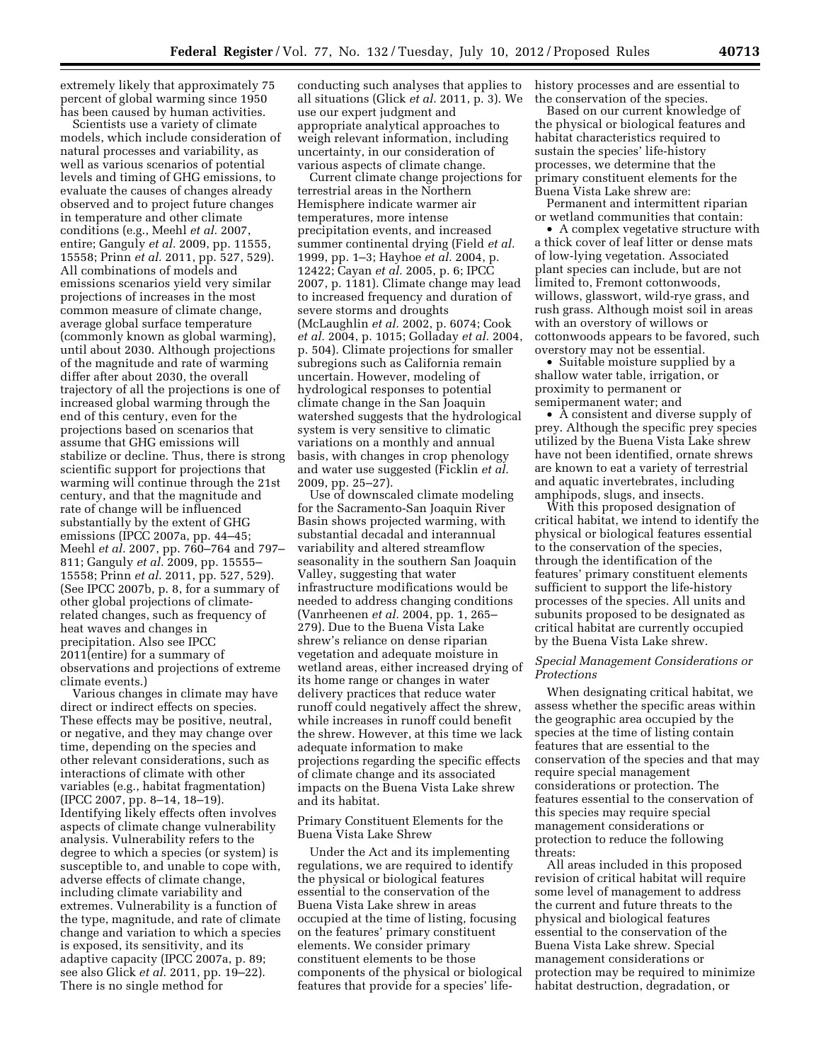extremely likely that approximately 75 percent of global warming since 1950 has been caused by human activities.

Scientists use a variety of climate models, which include consideration of natural processes and variability, as well as various scenarios of potential levels and timing of GHG emissions, to evaluate the causes of changes already observed and to project future changes in temperature and other climate conditions (e.g., Meehl *et al.* 2007, entire; Ganguly *et al.* 2009, pp. 11555, 15558; Prinn *et al.* 2011, pp. 527, 529). All combinations of models and emissions scenarios yield very similar projections of increases in the most common measure of climate change, average global surface temperature (commonly known as global warming), until about 2030. Although projections of the magnitude and rate of warming differ after about 2030, the overall trajectory of all the projections is one of increased global warming through the end of this century, even for the projections based on scenarios that assume that GHG emissions will stabilize or decline. Thus, there is strong scientific support for projections that warming will continue through the 21st century, and that the magnitude and rate of change will be influenced substantially by the extent of GHG emissions (IPCC 2007a, pp. 44–45; Meehl *et al.* 2007, pp. 760–764 and 797–811; Ganguly *et al.* 2009, pp. 15555–15558; Prinn *et al.* 2011, pp. 527, 529). (See IPCC 2007b, p. 8, for a summary of other global projections of climate-related changes, such as frequency of heat waves and changes in precipitation. Also see IPCC 2011(entire) for a summary of observations and projections of extreme climate events.)

Various changes in climate may have direct or indirect effects on species. These effects may be positive, neutral, or negative, and they may change over time, depending on the species and other relevant considerations, such as interactions of climate with other variables (e.g., habitat fragmentation) (IPCC 2007, pp. 8–14, 18–19). Identifying likely effects often involves aspects of climate change vulnerability analysis. Vulnerability refers to the degree to which a species (or system) is susceptible to, and unable to cope with, adverse effects of climate change, including climate variability and extremes. Vulnerability is a function of the type, magnitude, and rate of climate change and variation to which a species is exposed, its sensitivity, and its adaptive capacity (IPCC 2007a, p. 89; see also Glick *et al.* 2011, pp. 19–22). There is no single method for conducting such analyses that applies to all situations (Glick *et al.* 2011, p. 3). We use our expert judgment and appropriate analytical approaches to weigh relevant information, including uncertainty, in our consideration of various aspects of climate change.

Current climate change projections for terrestrial areas in the Northern Hemisphere indicate warmer air temperatures, more intense precipitation events, and increased summer continental drying (Field *et al.* 1999, pp. 1–3; Hayhoe *et al.* 2004, p. 12422; Cayan *et al.* 2005, p. 6; IPCC 2007, p. 1181). Climate change may lead to increased frequency and duration of severe storms and droughts (McLaughlin *et al.* 2002, p. 6074; Cook *et al.* 2004, p. 1015; Golladay *et al.* 2004, p. 504). Climate projections for smaller subregions such as California remain uncertain. However, modeling of hydrological responses to potential climate change in the San Joaquin watershed suggests that the hydrological system is very sensitive to climatic variations on a monthly and annual basis, with changes in crop phenology and water use suggested (Ficklin *et al.* 2009, pp. 25–27).

Use of downscaled climate modeling for the Sacramento-San Joaquin River Basin shows projected warming, with substantial decadal and interannual variability and altered streamflow seasonality in the southern San Joaquin Valley, suggesting that water infrastructure modifications would be needed to address changing conditions (Vanrheenen *et al.* 2004, pp. 1, 265–279). Due to the Buena Vista Lake shrew's reliance on dense riparian vegetation and adequate moisture in wetland areas, either increased drying of its home range or changes in water delivery practices that reduce water runoff could negatively affect the shrew, while increases in runoff could benefit the shrew. However, at this time we lack adequate information to make projections regarding the specific effects of climate change and its associated impacts on the Buena Vista Lake shrew and its habitat.

## Primary Constituent Elements for the Buena Vista Lake Shrew

Under the Act and its implementing regulations, we are required to identify the physical or biological features essential to the conservation of the Buena Vista Lake shrew in areas occupied at the time of listing, focusing on the features' primary constituent elements. We consider primary constituent elements to be those components of the physical or biological features that provide for a species' life-history processes and are essential to the conservation of the species.

Based on our current knowledge of the physical or biological features and habitat characteristics required to sustain the species' life-history processes, we determine that the primary constituent elements for the Buena Vista Lake shrew are:

Permanent and intermittent riparian or wetland communities that contain:

- A complex vegetative structure with a thick cover of leaf litter or dense mats of low-lying vegetation. Associated plant species can include, but are not limited to, Fremont cottonwoods, willows, glasswort, wild-rye grass, and rush grass. Although moist soil in areas with an overstory of willows or cottonwoods appears to be favored, such overstory may not be essential.
- Suitable moisture supplied by a shallow water table, irrigation, or proximity to permanent or semipermanent water; and
- A consistent and diverse supply of prey. Although the specific prey species utilized by the Buena Vista Lake shrew have not been identified, ornate shrews are known to eat a variety of terrestrial and aquatic invertebrates, including amphipods, slugs, and insects.

With this proposed designation of critical habitat, we intend to identify the physical or biological features essential to the conservation of the species, through the identification of the features' primary constituent elements sufficient to support the life-history processes of the species. All units and subunits proposed to be designated as critical habitat are currently occupied by the Buena Vista Lake shrew.

### *Special Management Considerations or Protections*

When designating critical habitat, we assess whether the specific areas within the geographic area occupied by the species at the time of listing contain features that are essential to the conservation of the species and that may require special management considerations or protection. The features essential to the conservation of this species may require special management considerations or protection to reduce the following threats:

All areas included in this proposed revision of critical habitat will require some level of management to address the current and future threats to the physical and biological features essential to the conservation of the Buena Vista Lake shrew. Special management considerations or protection may be required to minimize habitat destruction, degradation, or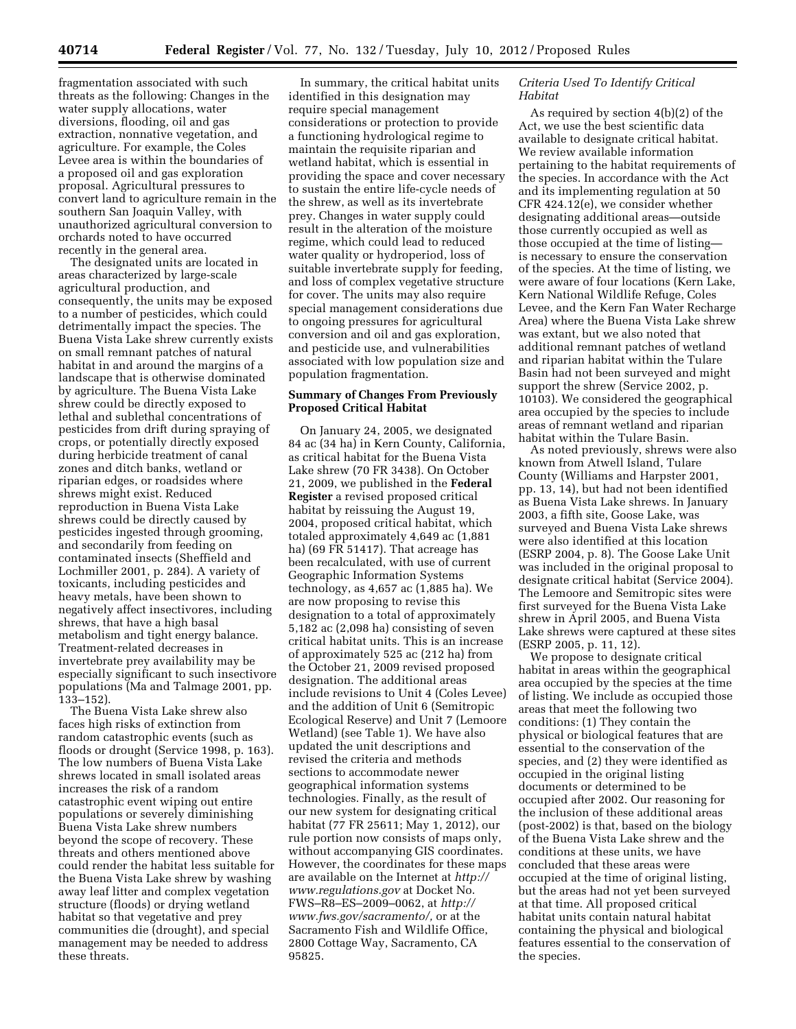fragmentation associated with such threats as the following: Changes in the water supply allocations, water diversions, flooding, oil and gas extraction, nonnative vegetation, and agriculture. For example, the Coles Levee area is within the boundaries of a proposed oil and gas exploration proposal. Agricultural pressures to convert land to agriculture remain in the southern San Joaquin Valley, with unauthorized agricultural conversion to orchards noted to have occurred recently in the general area.

The designated units are located in areas characterized by large-scale agricultural production, and consequently, the units may be exposed to a number of pesticides, which could detrimentally impact the species. The Buena Vista Lake shrew currently exists on small remnant patches of natural habitat in and around the margins of a landscape that is otherwise dominated by agriculture. The Buena Vista Lake shrew could be directly exposed to lethal and sublethal concentrations of pesticides from drift during spraying of crops, or potentially directly exposed during herbicide treatment of canal zones and ditch banks, wetland or riparian edges, or roadsides where shrews might exist. Reduced reproduction in Buena Vista Lake shrews could be directly caused by pesticides ingested through grooming, and secondarily from feeding on contaminated insects (Sheffield and Lochmiller 2001, p. 284). A variety of toxicants, including pesticides and heavy metals, have been shown to negatively affect insectivores, including shrews, that have a high basal metabolism and tight energy balance. Treatment-related decreases in invertebrate prey availability may be especially significant to such insectivore populations (Ma and Talmage 2001, pp. 133–152).

The Buena Vista Lake shrew also faces high risks of extinction from random catastrophic events (such as floods or drought (Service 1998, p. 163). The low numbers of Buena Vista Lake shrews located in small isolated areas increases the risk of a random catastrophic event wiping out entire populations or severely diminishing Buena Vista Lake shrew numbers beyond the scope of recovery. These threats and others mentioned above could render the habitat less suitable for the Buena Vista Lake shrew by washing away leaf litter and complex vegetation structure (floods) or drying wetland habitat so that vegetative and prey communities die (drought), and special management may be needed to address these threats.

In summary, the critical habitat units identified in this designation may require special management considerations or protection to provide a functioning hydrological regime to maintain the requisite riparian and wetland habitat, which is essential in providing the space and cover necessary to sustain the entire life-cycle needs of the shrew, as well as its invertebrate prey. Changes in water supply could result in the alteration of the moisture regime, which could lead to reduced water quality or hydroperiod, loss of suitable invertebrate supply for feeding, and loss of complex vegetative structure for cover. The units may also require special management considerations due to ongoing pressures for agricultural conversion and oil and gas exploration, and pesticide use, and vulnerabilities associated with low population size and population fragmentation.

## Summary of Changes From Previously Proposed Critical Habitat

On January 24, 2005, we designated 84 ac (34 ha) in Kern County, California, as critical habitat for the Buena Vista Lake shrew (70 FR 3438). On October 21, 2009, we published in the **Federal Register** a revised proposed critical habitat by reissuing the August 19, 2004, proposed critical habitat, which totaled approximately 4,649 ac (1,881 ha) (69 FR 51417). That acreage has been recalculated, with use of current Geographic Information Systems technology, as 4,657 ac (1,885 ha). We are now proposing to revise this designation to a total of approximately 5,182 ac (2,098 ha) consisting of seven critical habitat units. This is an increase of approximately 525 ac (212 ha) from the October 21, 2009 revised proposed designation. The additional areas include revisions to Unit 4 (Coles Levee) and the addition of Unit 6 (Semitropic Ecological Reserve) and Unit 7 (Lemoore Wetland) (see Table 1). We have also updated the unit descriptions and revised the criteria and methods sections to accommodate newer geographical information systems technologies. Finally, as the result of our new system for designating critical habitat (77 FR 25611; May 1, 2012), our rule portion now consists of maps only, without accompanying GIS coordinates. However, the coordinates for these maps are available on the Internet at *http://www.regulations.gov* at Docket No. FWS–R8–ES–2009–0062, at *http://www.fws.gov/sacramento/,* or at the Sacramento Fish and Wildlife Office, 2800 Cottage Way, Sacramento, CA 95825.

### *Criteria Used To Identify Critical Habitat*

As required by section 4(b)(2) of the Act, we use the best scientific data available to designate critical habitat. We review available information pertaining to the habitat requirements of the species. In accordance with the Act and its implementing regulation at 50 CFR 424.12(e), we consider whether designating additional areas—outside those currently occupied as well as those occupied at the time of listing—is necessary to ensure the conservation of the species. At the time of listing, we were aware of four locations (Kern Lake, Kern National Wildlife Refuge, Coles Levee, and the Kern Fan Water Recharge Area) where the Buena Vista Lake shrew was extant, but we also noted that additional remnant patches of wetland and riparian habitat within the Tulare Basin had not been surveyed and might support the shrew (Service 2002, p. 10103). We considered the geographical area occupied by the species to include areas of remnant wetland and riparian habitat within the Tulare Basin.

As noted previously, shrews were also known from Atwell Island, Tulare County (Williams and Harpster 2001, pp. 13, 14), but had not been identified as Buena Vista Lake shrews. In January 2003, a fifth site, Goose Lake, was surveyed and Buena Vista Lake shrews were also identified at this location (ESRP 2004, p. 8). The Goose Lake Unit was included in the original proposal to designate critical habitat (Service 2004). The Lemoore and Semitropic sites were first surveyed for the Buena Vista Lake shrew in April 2005, and Buena Vista Lake shrews were captured at these sites (ESRP 2005, p. 11, 12).

We propose to designate critical habitat in areas within the geographical area occupied by the species at the time of listing. We include as occupied those areas that meet the following two conditions: (1) They contain the physical or biological features that are essential to the conservation of the species, and (2) they were identified as occupied in the original listing documents or determined to be occupied after 2002. Our reasoning for the inclusion of these additional areas (post-2002) is that, based on the biology of the Buena Vista Lake shrew and the conditions at these units, we have concluded that these areas were occupied at the time of original listing, but the areas had not yet been surveyed at that time. All proposed critical habitat units contain natural habitat containing the physical and biological features essential to the conservation of the species.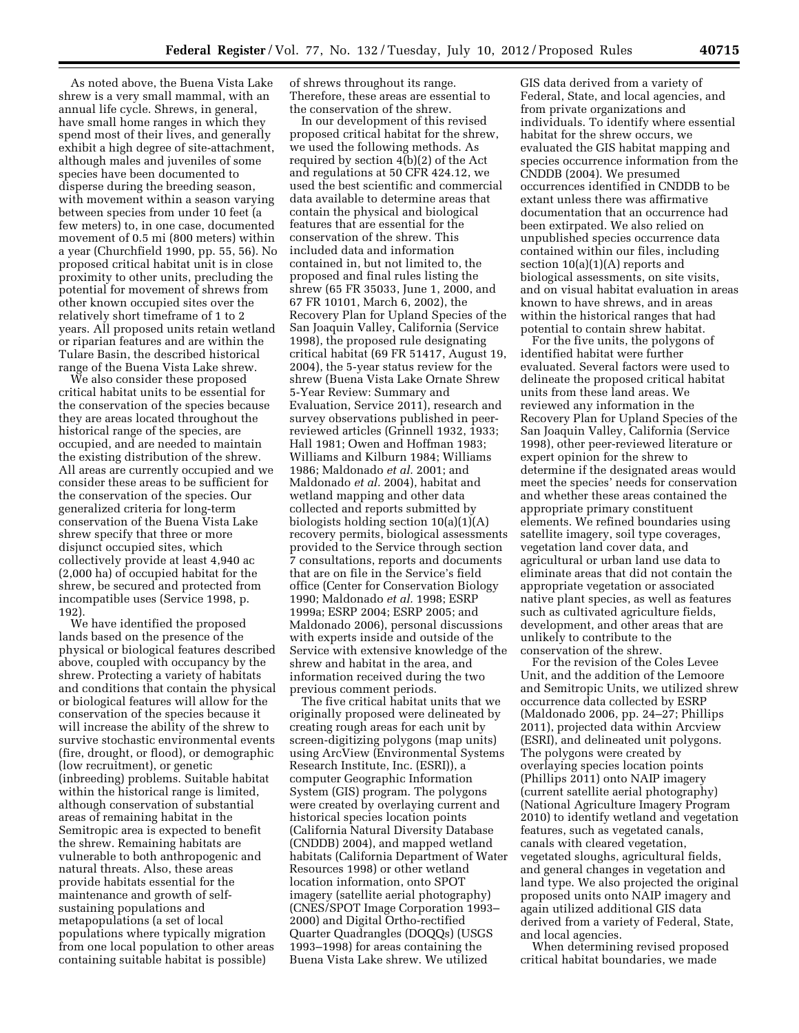As noted above, the Buena Vista Lake shrew is a very small mammal, with an annual life cycle. Shrews, in general, have small home ranges in which they spend most of their lives, and generally exhibit a high degree of site-attachment, although males and juveniles of some species have been documented to disperse during the breeding season, with movement within a season varying between species from under 10 feet (a few meters) to, in one case, documented movement of 0.5 mi (800 meters) within a year (Churchfield 1990, pp. 55, 56). No proposed critical habitat unit is in close proximity to other units, precluding the potential for movement of shrews from other known occupied sites over the relatively short timeframe of 1 to 2 years. All proposed units retain wetland or riparian features and are within the Tulare Basin, the described historical range of the Buena Vista Lake shrew.

We also consider these proposed critical habitat units to be essential for the conservation of the species because they are areas located throughout the historical range of the species, are occupied, and are needed to maintain the existing distribution of the shrew. All areas are currently occupied and we consider these areas to be sufficient for the conservation of the species. Our generalized criteria for long-term conservation of the Buena Vista Lake shrew specify that three or more disjunct occupied sites, which collectively provide at least 4,940 ac (2,000 ha) of occupied habitat for the shrew, be secured and protected from incompatible uses (Service 1998, p. 192).

We have identified the proposed lands based on the presence of the physical or biological features described above, coupled with occupancy by the shrew. Protecting a variety of habitats and conditions that contain the physical or biological features will allow for the conservation of the species because it will increase the ability of the shrew to survive stochastic environmental events (fire, drought, or flood), or demographic (low recruitment), or genetic (inbreeding) problems. Suitable habitat within the historical range is limited, although conservation of substantial areas of remaining habitat in the Semitropic area is expected to benefit the shrew. Remaining habitats are vulnerable to both anthropogenic and natural threats. Also, these areas provide habitats essential for the maintenance and growth of self-sustaining populations and metapopulations (a set of local populations where typically migration from one local population to other areas containing suitable habitat is possible) of shrews throughout its range. Therefore, these areas are essential to the conservation of the shrew.

In our development of this revised proposed critical habitat for the shrew, we used the following methods. As required by section 4(b)(2) of the Act and regulations at 50 CFR 424.12, we used the best scientific and commercial data available to determine areas that contain the physical and biological features that are essential for the conservation of the shrew. This included data and information contained in, but not limited to, the proposed and final rules listing the shrew (65 FR 35033, June 1, 2000, and 67 FR 10101, March 6, 2002), the Recovery Plan for Upland Species of the San Joaquin Valley, California (Service 1998), the proposed rule designating critical habitat (69 FR 51417, August 19, 2004), the 5-year status review for the shrew (Buena Vista Lake Ornate Shrew 5-Year Review: Summary and Evaluation, Service 2011), research and survey observations published in peer-reviewed articles (Grinnell 1932, 1933; Hall 1981; Owen and Hoffman 1983; Williams and Kilburn 1984; Williams 1986; Maldonado *et al.* 2001; and Maldonado *et al.* 2004), habitat and wetland mapping and other data collected and reports submitted by biologists holding section 10(a)(1)(A) recovery permits, biological assessments provided to the Service through section 7 consultations, reports and documents that are on file in the Service's field office (Center for Conservation Biology 1990; Maldonado *et al.* 1998; ESRP 1999a; ESRP 2004; ESRP 2005; and Maldonado 2006), personal discussions with experts inside and outside of the Service with extensive knowledge of the shrew and habitat in the area, and information received during the two previous comment periods.

The five critical habitat units that we originally proposed were delineated by creating rough areas for each unit by screen-digitizing polygons (map units) using ArcView (Environmental Systems Research Institute, Inc. (ESRI)), a computer Geographic Information System (GIS) program. The polygons were created by overlaying current and historical species location points (California Natural Diversity Database (CNDDB) 2004), and mapped wetland habitats (California Department of Water Resources 1998) or other wetland location information, onto SPOT imagery (satellite aerial photography) (CNES/SPOT Image Corporation 1993–2000) and Digital Ortho-rectified Quarter Quadrangles (DOQQs) (USGS 1993–1998) for areas containing the Buena Vista Lake shrew. We utilized GIS data derived from a variety of Federal, State, and local agencies, and from private organizations and individuals. To identify where essential habitat for the shrew occurs, we evaluated the GIS habitat mapping and species occurrence information from the CNDDB (2004). We presumed occurrences identified in CNDDB to be extant unless there was affirmative documentation that an occurrence had been extirpated. We also relied on unpublished species occurrence data contained within our files, including section 10(a)(1)(A) reports and biological assessments, on site visits, and on visual habitat evaluation in areas known to have shrews, and in areas within the historical ranges that had potential to contain shrew habitat.

For the five units, the polygons of identified habitat were further evaluated. Several factors were used to delineate the proposed critical habitat units from these land areas. We reviewed any information in the Recovery Plan for Upland Species of the San Joaquin Valley, California (Service 1998), other peer-reviewed literature or expert opinion for the shrew to determine if the designated areas would meet the species' needs for conservation and whether these areas contained the appropriate primary constituent elements. We refined boundaries using satellite imagery, soil type coverages, vegetation land cover data, and agricultural or urban land use data to eliminate areas that did not contain the appropriate vegetation or associated native plant species, as well as features such as cultivated agriculture fields, development, and other areas that are unlikely to contribute to the conservation of the shrew.

For the revision of the Coles Levee Unit, and the addition of the Lemoore and Semitropic Units, we utilized shrew occurrence data collected by ESRP (Maldonado 2006, pp. 24–27; Phillips 2011), projected data within Arcview (ESRI), and delineated unit polygons. The polygons were created by overlaying species location points (Phillips 2011) onto NAIP imagery (current satellite aerial photography) (National Agriculture Imagery Program 2010) to identify wetland and vegetation features, such as vegetated canals, canals with cleared vegetation, vegetated sloughs, agricultural fields, and general changes in vegetation and land type. We also projected the original proposed units onto NAIP imagery and again utilized additional GIS data derived from a variety of Federal, State, and local agencies.

When determining revised proposed critical habitat boundaries, we made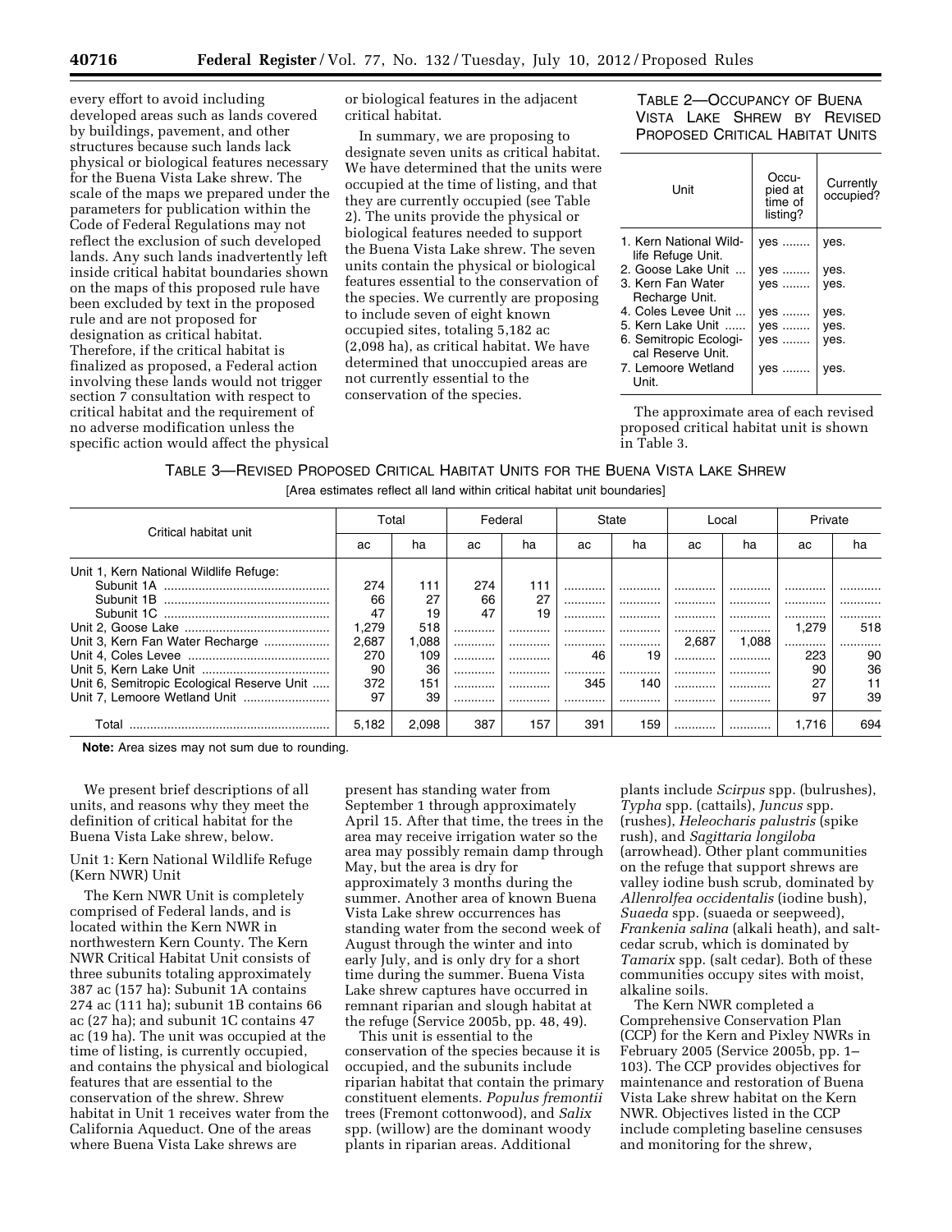every effort to avoid including developed areas such as lands covered by buildings, pavement, and other structures because such lands lack physical or biological features necessary for the Buena Vista Lake shrew. The scale of the maps we prepared under the parameters for publication within the Code of Federal Regulations may not reflect the exclusion of such developed lands. Any such lands inadvertently left inside critical habitat boundaries shown on the maps of this proposed rule have been excluded by text in the proposed rule and are not proposed for designation as critical habitat. Therefore, if the critical habitat is finalized as proposed, a Federal action involving these lands would not trigger section 7 consultation with respect to critical habitat and the requirement of no adverse modification unless the specific action would affect the physical or biological features in the adjacent critical habitat.

In summary, we are proposing to designate seven units as critical habitat. We have determined that the units were occupied at the time of listing, and that they are currently occupied (see Table 2). The units provide the physical or biological features needed to support the Buena Vista Lake shrew. The seven units contain the physical or biological features essential to the conservation of the species. We currently are proposing to include seven of eight known occupied sites, totaling 5,182 ac (2,098 ha), as critical habitat. We have determined that unoccupied areas are not currently essential to the conservation of the species.

TABLE 2—OCCUPANCY OF BUENA VISTA LAKE SHREW BY REVISED PROPOSED CRITICAL HABITAT UNITS

| Unit | Occupied at time of listing? | Currently occupied? |
|---|---|---|
| 1. Kern National Wildlife Refuge Unit. | yes | yes. |
| 2. Goose Lake Unit | yes | yes. |
| 3. Kern Fan Water Recharge Unit. | yes | yes. |
| 4. Coles Levee Unit | yes | yes. |
| 5. Kern Lake Unit | yes | yes. |
| 6. Semitropic Ecological Reserve Unit. | yes | yes. |
| 7. Lemoore Wetland Unit. | yes | yes. |

The approximate area of each revised proposed critical habitat unit is shown in Table 3.

TABLE 3—REVISED PROPOSED CRITICAL HABITAT UNITS FOR THE BUENA VISTA LAKE SHREW

[Area estimates reflect all land within critical habitat unit boundaries]

| Critical habitat unit | Total | | Federal | | State | | Local | | Private | |
|---|---|---|---|---|---|---|---|---|---|---|
| | ac | ha | ac | ha | ac | ha | ac | ha | ac | ha |
| Unit 1, Kern National Wildlife Refuge: | | | | | | | | | | |
| Subunit 1A | 274 | 111 | 274 | 111 | | | | | | |
| Subunit 1B | 66 | 27 | 66 | 27 | | | | | | |
| Subunit 1C | 47 | 19 | 47 | 19 | | | | | | |
| Unit 2, Goose Lake | 1,279 | 518 | | | | | | | 1,279 | 518 |
| Unit 3, Kern Fan Water Recharge | 2,687 | 1,088 | | | | | 2,687 | 1,088 | | |
| Unit 4, Coles Levee | 270 | 109 | | | 46 | 19 | | | 223 | 90 |
| Unit 5, Kern Lake Unit | 90 | 36 | | | | | | | 90 | 36 |
| Unit 6, Semitropic Ecological Reserve Unit | 372 | 151 | | | 345 | 140 | | | 27 | 11 |
| Unit 7, Lemoore Wetland Unit | 97 | 39 | | | | | | | 97 | 39 |
| Total | 5,182 | 2,098 | 387 | 157 | 391 | 159 | | | 1,716 | 694 |

**Note:** Area sizes may not sum due to rounding.

We present brief descriptions of all units, and reasons why they meet the definition of critical habitat for the Buena Vista Lake shrew, below.

Unit 1: Kern National Wildlife Refuge (Kern NWR) Unit

The Kern NWR Unit is completely comprised of Federal lands, and is located within the Kern NWR in northwestern Kern County. The Kern NWR Critical Habitat Unit consists of three subunits totaling approximately 387 ac (157 ha): Subunit 1A contains 274 ac (111 ha); subunit 1B contains 66 ac (27 ha); and subunit 1C contains 47 ac (19 ha). The unit was occupied at the time of listing, is currently occupied, and contains the physical and biological features that are essential to the conservation of the shrew. Shrew habitat in Unit 1 receives water from the California Aqueduct. One of the areas where Buena Vista Lake shrews are present has standing water from September 1 through approximately April 15. After that time, the trees in the area may receive irrigation water so the area may possibly remain damp through May, but the area is dry for approximately 3 months during the summer. Another area of known Buena Vista Lake shrew occurrences has standing water from the second week of August through the winter and into early July, and is only dry for a short time during the summer. Buena Vista Lake shrew captures have occurred in remnant riparian and slough habitat at the refuge (Service 2005b, pp. 48, 49).

This unit is essential to the conservation of the species because it is occupied, and the subunits include riparian habitat that contain the primary constituent elements. *Populus fremontii* trees (Fremont cottonwood), and *Salix* spp. (willow) are the dominant woody plants in riparian areas. Additional plants include *Scirpus* spp. (bulrushes), *Typha* spp. (cattails), *Juncus* spp. (rushes), *Heleocharis palustris* (spike rush), and *Sagittaria longiloba* (arrowhead). Other plant communities on the refuge that support shrews are valley iodine bush scrub, dominated by *Allenrolfea occidentalis* (iodine bush), *Suaeda* spp. (suaeda or seepweed), *Frankenia salina* (alkali heath), and salt-cedar scrub, which is dominated by *Tamarix* spp. (salt cedar). Both of these communities occupy sites with moist, alkaline soils.

The Kern NWR completed a Comprehensive Conservation Plan (CCP) for the Kern and Pixley NWRs in February 2005 (Service 2005b, pp. 1–103). The CCP provides objectives for maintenance and restoration of Buena Vista Lake shrew habitat on the Kern NWR. Objectives listed in the CCP include completing baseline censuses and monitoring for the shrew,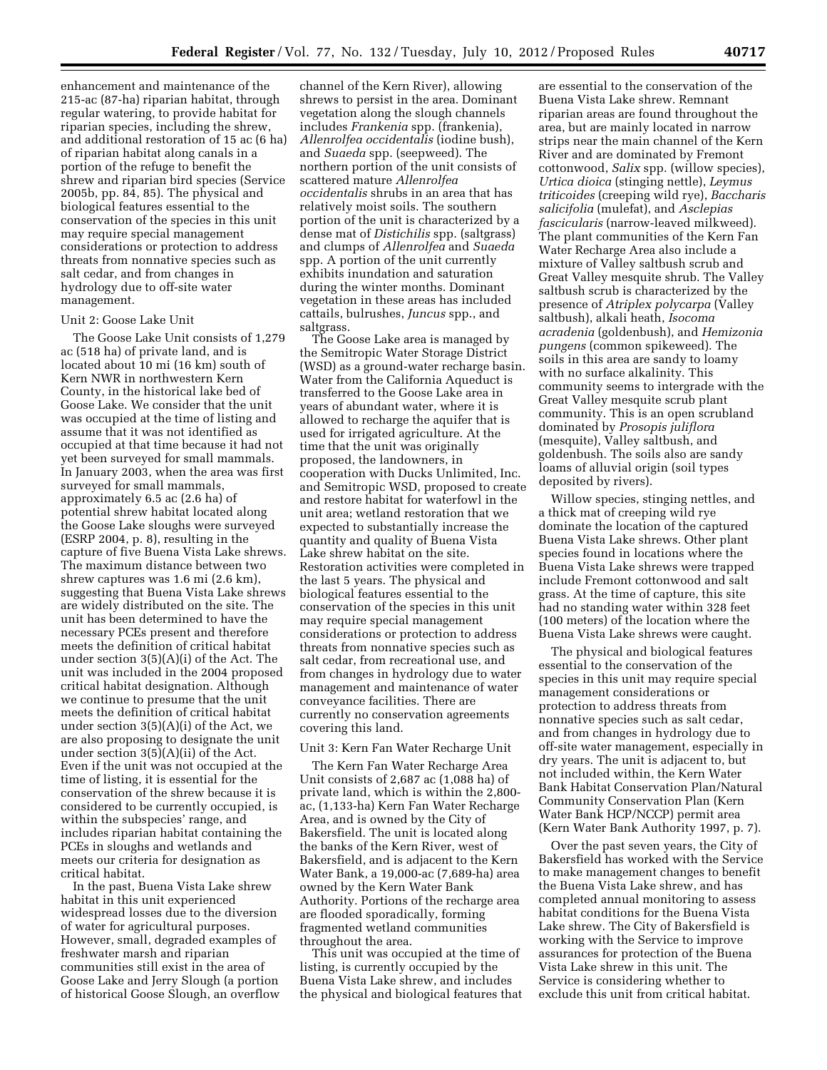enhancement and maintenance of the 215-ac (87-ha) riparian habitat, through regular watering, to provide habitat for riparian species, including the shrew, and additional restoration of 15 ac (6 ha) of riparian habitat along canals in a portion of the refuge to benefit the shrew and riparian bird species (Service 2005b, pp. 84, 85). The physical and biological features essential to the conservation of the species in this unit may require special management considerations or protection to address threats from nonnative species such as salt cedar, and from changes in hydrology due to off-site water management.

Unit 2: Goose Lake Unit

The Goose Lake Unit consists of 1,279 ac (518 ha) of private land, and is located about 10 mi (16 km) south of Kern NWR in northwestern Kern County, in the historical lake bed of Goose Lake. We consider that the unit was occupied at the time of listing and assume that it was not identified as occupied at that time because it had not yet been surveyed for small mammals. In January 2003, when the area was first surveyed for small mammals, approximately 6.5 ac (2.6 ha) of potential shrew habitat located along the Goose Lake sloughs were surveyed (ESRP 2004, p. 8), resulting in the capture of five Buena Vista Lake shrews. The maximum distance between two shrew captures was 1.6 mi (2.6 km), suggesting that Buena Vista Lake shrews are widely distributed on the site. The unit has been determined to have the necessary PCEs present and therefore meets the definition of critical habitat under section 3(5)(A)(i) of the Act. The unit was included in the 2004 proposed critical habitat designation. Although we continue to presume that the unit meets the definition of critical habitat under section 3(5)(A)(i) of the Act, we are also proposing to designate the unit under section 3(5)(A)(ii) of the Act. Even if the unit was not occupied at the time of listing, it is essential for the conservation of the shrew because it is considered to be currently occupied, is within the subspecies' range, and includes riparian habitat containing the PCEs in sloughs and wetlands and meets our criteria for designation as critical habitat.

In the past, Buena Vista Lake shrew habitat in this unit experienced widespread losses due to the diversion of water for agricultural purposes. However, small, degraded examples of freshwater marsh and riparian communities still exist in the area of Goose Lake and Jerry Slough (a portion of historical Goose Slough, an overflow channel of the Kern River), allowing shrews to persist in the area. Dominant vegetation along the slough channels includes *Frankenia* spp. (frankenia), *Allenrolfea occidentalis* (iodine bush), and *Suaeda* spp. (seepweed). The northern portion of the unit consists of scattered mature *Allenrolfea occidentalis* shrubs in an area that has relatively moist soils. The southern portion of the unit is characterized by a dense mat of *Distichilis* spp. (saltgrass) and clumps of *Allenrolfea* and *Suaeda* spp. A portion of the unit currently exhibits inundation and saturation during the winter months. Dominant vegetation in these areas has included cattails, bulrushes, *Juncus* spp., and saltgrass.

The Goose Lake area is managed by the Semitropic Water Storage District (WSD) as a ground-water recharge basin. Water from the California Aqueduct is transferred to the Goose Lake area in years of abundant water, where it is allowed to recharge the aquifer that is used for irrigated agriculture. At the time that the unit was originally proposed, the landowners, in cooperation with Ducks Unlimited, Inc. and Semitropic WSD, proposed to create and restore habitat for waterfowl in the unit area; wetland restoration that we expected to substantially increase the quantity and quality of Buena Vista Lake shrew habitat on the site. Restoration activities were completed in the last 5 years. The physical and biological features essential to the conservation of the species in this unit may require special management considerations or protection to address threats from nonnative species such as salt cedar, from recreational use, and from changes in hydrology due to water management and maintenance of water conveyance facilities. There are currently no conservation agreements covering this land.

Unit 3: Kern Fan Water Recharge Unit

The Kern Fan Water Recharge Area Unit consists of 2,687 ac (1,088 ha) of private land, which is within the 2,800-ac, (1,133-ha) Kern Fan Water Recharge Area, and is owned by the City of Bakersfield. The unit is located along the banks of the Kern River, west of Bakersfield, and is adjacent to the Kern Water Bank, a 19,000-ac (7,689-ha) area owned by the Kern Water Bank Authority. Portions of the recharge area are flooded sporadically, forming fragmented wetland communities throughout the area.

This unit was occupied at the time of listing, is currently occupied by the Buena Vista Lake shrew, and includes the physical and biological features that are essential to the conservation of the Buena Vista Lake shrew. Remnant riparian areas are found throughout the area, but are mainly located in narrow strips near the main channel of the Kern River and are dominated by Fremont cottonwood, *Salix* spp. (willow species), *Urtica dioica* (stinging nettle), *Leymus triticoides* (creeping wild rye), *Baccharis salicifolia* (mulefat), and *Asclepias fascicularis* (narrow-leaved milkweed). The plant communities of the Kern Fan Water Recharge Area also include a mixture of Valley saltbush scrub and Great Valley mesquite shrub. The Valley saltbush scrub is characterized by the presence of *Atriplex polycarpa* (Valley saltbush), alkali heath, *Isocoma acradenia* (goldenbush), and *Hemizonia pungens* (common spikeweed). The soils in this area are sandy to loamy with no surface alkalinity. This community seems to intergrade with the Great Valley mesquite scrub plant community. This is an open scrubland dominated by *Prosopis juliflora* (mesquite), Valley saltbush, and goldenbush. The soils also are sandy loams of alluvial origin (soil types deposited by rivers).

Willow species, stinging nettles, and a thick mat of creeping wild rye dominate the location of the captured Buena Vista Lake shrews. Other plant species found in locations where the Buena Vista Lake shrews were trapped include Fremont cottonwood and salt grass. At the time of capture, this site had no standing water within 328 feet (100 meters) of the location where the Buena Vista Lake shrews were caught.

The physical and biological features essential to the conservation of the species in this unit may require special management considerations or protection to address threats from nonnative species such as salt cedar, and from changes in hydrology due to off-site water management, especially in dry years. The unit is adjacent to, but not included within, the Kern Water Bank Habitat Conservation Plan/Natural Community Conservation Plan (Kern Water Bank HCP/NCCP) permit area (Kern Water Bank Authority 1997, p. 7).

Over the past seven years, the City of Bakersfield has worked with the Service to make management changes to benefit the Buena Vista Lake shrew, and has completed annual monitoring to assess habitat conditions for the Buena Vista Lake shrew. The City of Bakersfield is working with the Service to improve assurances for protection of the Buena Vista Lake shrew in this unit. The Service is considering whether to exclude this unit from critical habitat.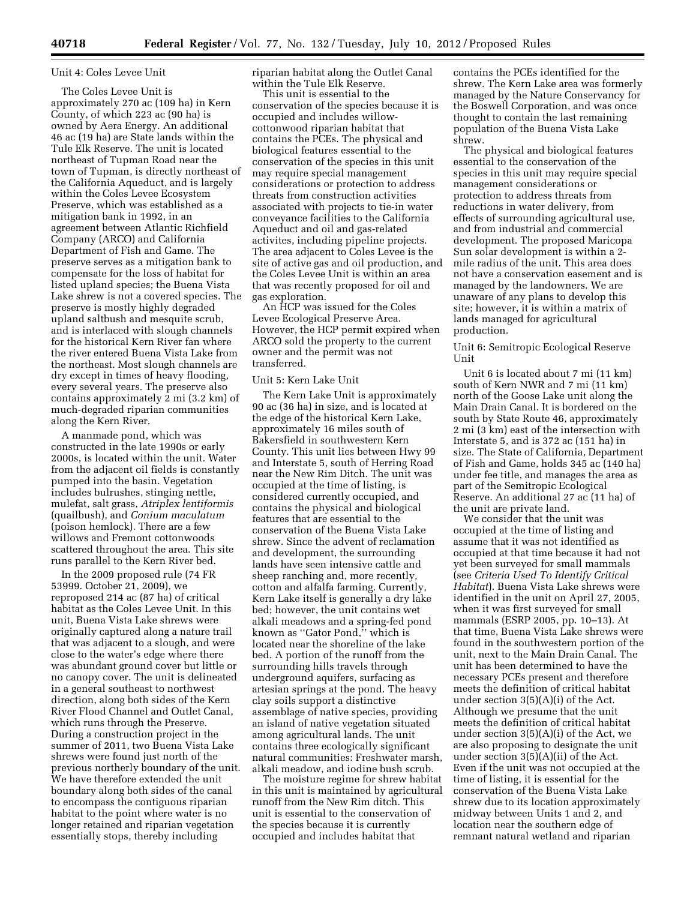Unit 4: Coles Levee Unit

The Coles Levee Unit is approximately 270 ac (109 ha) in Kern County, of which 223 ac (90 ha) is owned by Aera Energy. An additional 46 ac (19 ha) are State lands within the Tule Elk Reserve. The unit is located northeast of Tupman Road near the town of Tupman, is directly northeast of the California Aqueduct, and is largely within the Coles Levee Ecosystem Preserve, which was established as a mitigation bank in 1992, in an agreement between Atlantic Richfield Company (ARCO) and California Department of Fish and Game. The preserve serves as a mitigation bank to compensate for the loss of habitat for listed upland species; the Buena Vista Lake shrew is not a covered species. The preserve is mostly highly degraded upland saltbush and mesquite scrub, and is interlaced with slough channels for the historical Kern River fan where the river entered Buena Vista Lake from the northeast. Most slough channels are dry except in times of heavy flooding, every several years. The preserve also contains approximately 2 mi (3.2 km) of much-degraded riparian communities along the Kern River.

A manmade pond, which was constructed in the late 1990s or early 2000s, is located within the unit. Water from the adjacent oil fields is constantly pumped into the basin. Vegetation includes bulrushes, stinging nettle, mulefat, salt grass, *Atriplex lentiformis* (quailbush), and *Conium maculatum* (poison hemlock). There are a few willows and Fremont cottonwoods scattered throughout the area. This site runs parallel to the Kern River bed.

In the 2009 proposed rule (74 FR 53999. October 21, 2009), we reproposed 214 ac (87 ha) of critical habitat as the Coles Levee Unit. In this unit, Buena Vista Lake shrews were originally captured along a nature trail that was adjacent to a slough, and were close to the water's edge where there was abundant ground cover but little or no canopy cover. The unit is delineated in a general southeast to northwest direction, along both sides of Outlet Canal, which runs through the Preserve. During a construction project in the summer of 2011, two Buena Vista Lake shrews were found just north of the previous northerly boundary of the unit. We have therefore extended the unit boundary along both sides of the canal to encompass the contiguous riparian habitat to the point where water is no longer retained and riparian vegetation essentially stops, thereby including riparian habitat along the Outlet Canal within the Tule Elk Reserve.

This unit is essential to the conservation of the species because it is occupied and includes willow-cottonwood riparian habitat that contains the PCEs. The physical and biological features essential to the conservation of the species in this unit may require special management considerations or protection to address threats from construction activities associated with projects to tie-in water conveyance facilities to the California Aqueduct and oil and gas-related activites, including pipeline projects. The area adjacent to Coles Levee is the site of active gas and oil production, and the Coles Levee Unit is within an area that was recently proposed for oil and gas exploration.

An HCP was issued for the Coles Levee Ecological Preserve Area. However, the HCP permit expired when ARCO sold the property to the current owner and the permit was not transferred.

Unit 5: Kern Lake Unit

The Kern Lake Unit is approximately 90 ac (36 ha) in size, and is located at the edge of the historical Kern Lake, approximately 16 miles south of Bakersfield in southwestern Kern County. This unit lies between Hwy 99 and Interstate 5, south of Herring Road near the New Rim Ditch. The unit was occupied at the time of listing, is considered currently occupied, and contains the physical and biological features that are essential to the conservation of the Buena Vista Lake shrew. Since the advent of reclamation and development, the surrounding lands have seen intensive cattle and sheep ranching and, more recently, cotton and alfalfa farming. Currently, Kern Lake itself is generally a dry lake bed; however, the unit contains wet alkali meadows and a spring-fed pond known as ''Gator Pond,'' which is located near the shoreline of the lake bed. A portion of the runoff from the surrounding hills travels through underground aquifers, surfacing as artesian springs at the pond. The heavy clay soils support a distinctive assemblage of native species, providing an island of native vegetation situated among agricultural lands. The unit contains three ecologically significant natural communities: Freshwater marsh, alkali meadow, and iodine bush scrub.

The moisture regime for shrew habitat in this unit is maintained by agricultural runoff from the New Rim ditch. This unit is essential to the conservation of the species because it is currently occupied and includes habitat that contains the PCEs identified for the shrew. The Kern Lake area was formerly managed by the Nature Conservancy for the Boswell Corporation, and was once thought to contain the last remaining population of the Buena Vista Lake shrew.

The physical and biological features essential to the conservation of the species in this unit may require special management considerations or protection to address threats from reductions in water delivery, from effects of surrounding agricultural use, and from industrial and commercial development. The proposed Maricopa Sun solar development is within a 2-mile radius of the unit. This area does not have a conservation easement and is managed by the landowners. We are unaware of any plans to develop this site; however, it is within a matrix of lands managed for agricultural production.

Unit 6: Semitropic Ecological Reserve Unit

Unit 6 is located about 7 mi (11 km) south of Kern NWR and 7 mi (11 km) north of the Goose Lake unit along the Main Drain Canal. It is bordered on the south by State Route 46, approximately 2 mi (3 km) east of the intersection with Interstate 5, and is 372 ac (151 ha) in size. The State of California, Department of Fish and Game, holds 345 ac (140 ha) under fee title, and manages the area as part of the Semitropic Ecological Reserve. An additional 27 ac (11 ha) of the unit are private land.

We consider that the unit was occupied at the time of listing and assume that it was not identified as occupied at that time because it had not yet been surveyed for small mammals (see *Criteria Used To Identify Critical Habitat*). Buena Vista Lake shrews were identified in the unit on April 27, 2005, when it was first surveyed for small mammals (ESRP 2005, pp. 10–13). At that time, Buena Vista Lake shrews were found in the southwestern portion of the unit, next to the Main Drain Canal. The unit has been determined to have the necessary PCEs present and therefore meets the definition of critical habitat under section 3(5)(A)(i) of the Act. Although we presume that the unit meets the definition of critical habitat under section 3(5)(A)(i) of the Act, we are also proposing to designate the unit under section 3(5)(A)(ii) of the Act. Even if the unit was not occupied at the time of listing, it is essential for the conservation of the Buena Vista Lake shrew due to its location approximately midway between Units 1 and 2, and location near the southern edge of remnant natural wetland and riparian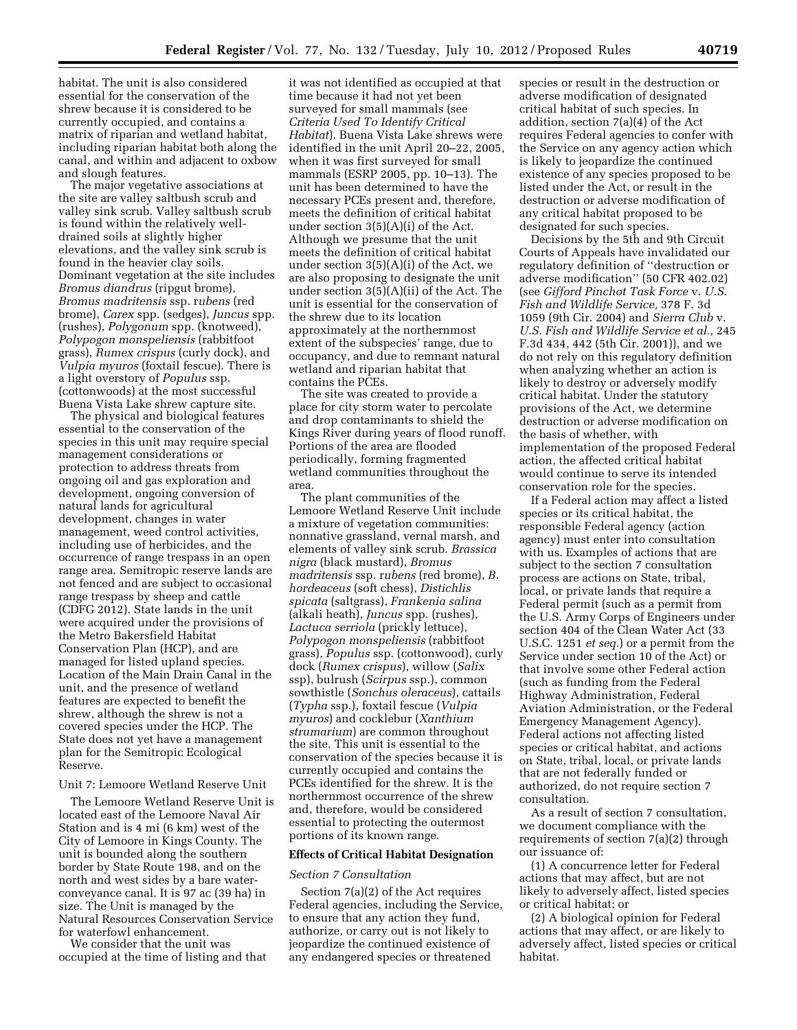habitat. The unit is also considered essential for the conservation of the shrew because it is considered to be currently occupied, and contains a matrix of riparian and wetland habitat, including riparian habitat both along the canal, and within and adjacent to oxbow and slough features.

The major vegetative associations at the site are valley saltbush scrub and valley sink scrub. Valley saltbush scrub is found within the relatively well-drained soils at slightly higher elevations, and the valley sink scrub is found in the heavier clay soils. Dominant vegetation at the site includes *Bromus diandrus* (ripgut brome), *Bromus madritensis* ssp. r*ubens* (red brome), *Carex* spp. (sedges), *Juncus* spp. (rushes), *Polygonum* spp. (knotweed), *Polypogon monspeliensis* (rabbitfoot grass), *Rumex crispus* (curly dock), and *Vulpia myuros* (foxtail fescue). There is a light overstory of *Populus* ssp. (cottonwoods) at the most successful Buena Vista Lake shrew capture site.

The physical and biological features essential to the conservation of the species in this unit may require special management considerations or protection to address threats from ongoing oil and gas exploration and development, ongoing conversion of natural lands for agricultural development, changes in water management, weed control activities, including use of herbicides, and the occurrence of range trespass in an open range area. Semitropic reserve lands are not fenced and are subject to occasional range trespass by sheep and cattle (CDFG 2012). State lands in the unit were acquired under the provisions of the Metro Bakersfield Habitat Conservation Plan (HCP), and are managed for listed upland species. Location of the Main Drain Canal in the unit, and the presence of wetland features are expected to benefit the shrew, although the shrew is not a covered species under the HCP. The State does not yet have a management plan for the Semitropic Ecological Reserve.

Unit 7: Lemoore Wetland Reserve Unit

The Lemoore Wetland Reserve Unit is located east of the Lemoore Naval Air Station and is 4 mi (6 km) west of the City of Lemoore in Kings County. The unit is bounded along the southern border by State Route 198, and on the north and west sides by a bare water-conveyance canal. It is 97 ac (39 ha) in size. The Unit is managed by the Natural Resources Conservation Service for waterfowl enhancement.

We consider that the unit was occupied at the time of listing and that it was not identified as occupied at that time because it had not yet been surveyed for small mammals (see *Criteria Used To Identify Critical Habitat*). Buena Vista Lake shrews were identified in the unit April 20–22, 2005, when it was first surveyed for small mammals (ESRP 2005, pp. 10–13). The unit has been determined to have the necessary PCEs present and, therefore, meets the definition of critical habitat under section 3(5)(A)(i) of the Act. Although we presume that the unit meets the definition of critical habitat under section 3(5)(A)(i) of the Act, we are also proposing to designate the unit under section 3(5)(A)(ii) of the Act. The unit is essential for the conservation of the shrew due to its location approximately at the northernmost extent of the subspecies' range, due to occupancy, and due to remnant natural wetland and riparian habitat that contains the PCEs.

The site was created to provide a place for city storm water to percolate and drop contaminants to shield the Kings River during years of flood runoff. Portions of the area are flooded periodically, forming fragmented wetland communities throughout the area.

The plant communities of the Lemoore Wetland Reserve Unit include a mixture of vegetation communities: nonnative grassland, vernal marsh, and elements of valley sink scrub. *Brassica nigra* (black mustard), *Bromus madritensis* ssp. r*ubens* (red brome), *B. hordeaceus* (soft chess), *Distichlis spicata* (saltgrass), *Frankenia salina* (alkali heath), *Juncus* spp. (rushes), *Lactuca serriola* (prickly lettuce), *Polypogon monspeliensis* (rabbitfoot grass), *Populus* ssp. (cottonwood), curly dock (*Rumex crispus*), willow (*Salix* ssp), bulrush (*Scirpus* ssp.), common sowthistle (*Sonchus oleraceus*), cattails (*Typha* ssp.), foxtail fescue (*Vulpia myuros*) and cocklebur (*Xanthium strumarium*) are common throughout the site. This unit is essential to the conservation of the species because it is currently occupied and contains the PCEs identified for the shrew. It is the northernmost occurrence of the shrew and, therefore, would be considered essential to protecting the outermost portions of its known range.

## Effects of Critical Habitat Designation

### *Section 7 Consultation*

Section 7(a)(2) of the Act requires Federal agencies, including the Service, to ensure that any action they fund, authorize, or carry out is not likely to jeopardize the continued existence of any endangered species or threatened species or result in the destruction or adverse modification of designated critical habitat of such species. In addition, section 7(a)(4) of the Act requires Federal agencies to confer with the Service on any agency action which is likely to jeopardize the continued existence of any species proposed to be listed under the Act, or result in the destruction or adverse modification of any critical habitat proposed to be designated for such species.

Decisions by the 5th and 9th Circuit Courts of Appeals have invalidated our regulatory definition of ''destruction or adverse modification'' (50 CFR 402.02) (see *Gifford Pinchot Task Force* v. *U.S. Fish and Wildlife Service,* 378 F. 3d 1059 (9th Cir. 2004) and *Sierra Club* v. *U.S. Fish and Wildlife Service et al.,* 245 F.3d 434, 442 (5th Cir. 2001)), and we do not rely on this regulatory definition when analyzing whether an action is likely to destroy or adversely modify critical habitat. Under the statutory provisions of the Act, we determine destruction or adverse modification on the basis of whether, with implementation of the proposed Federal action, the affected critical habitat would continue to serve its intended conservation role for the species.

If a Federal action may affect a listed species or its critical habitat, the responsible Federal agency (action agency) must enter into consultation with us. Examples of actions that are subject to the section 7 consultation process are actions on State, tribal, local, or private lands that require a Federal permit (such as a permit from the U.S. Army Corps of Engineers under section 404 of the Clean Water Act (33 U.S.C. 1251 *et seq.*) or a permit from the Service under section 10 of the Act) or that involve some other Federal action (such as funding from the Federal Highway Administration, Federal Aviation Administration, or the Federal Emergency Management Agency). Federal actions not affecting listed species or critical habitat, and actions on State, tribal, local, or private lands that are not federally funded or authorized, do not require section 7 consultation.

As a result of section 7 consultation, we document compliance with the requirements of section 7(a)(2) through our issuance of:

(1) A concurrence letter for Federal actions that may affect, but are not likely to adversely affect, listed species or critical habitat; or

(2) A biological opinion for Federal actions that may affect, or are likely to adversely affect, listed species or critical habitat.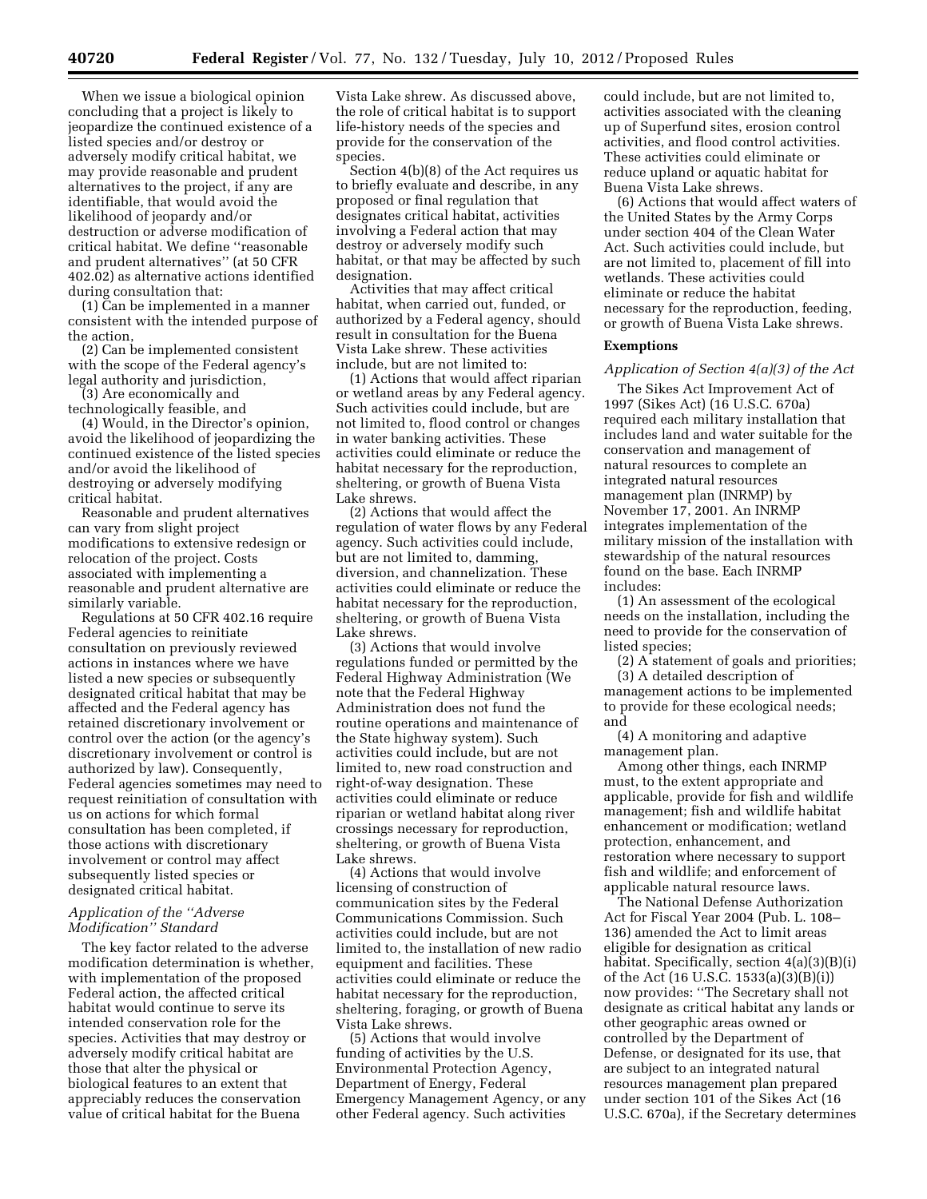When we issue a biological opinion concluding that a project is likely to jeopardize the continued existence of a listed species and/or destroy or adversely modify critical habitat, we may provide reasonable and prudent alternatives to the project, if any are identifiable, that would avoid the likelihood of jeopardy and/or destruction or adverse modification of critical habitat. We define "reasonable and prudent alternatives" (at 50 CFR 402.02) as alternative actions identified during consultation that:

(1) Can be implemented in a manner consistent with the intended purpose of the action,

(2) Can be implemented consistent with the scope of the Federal agency's legal authority and jurisdiction,

(3) Are economically and technologically feasible, and

(4) Would, in the Director's opinion, avoid the likelihood of jeopardizing the continued existence of the listed species and/or avoid the likelihood of destroying or adversely modifying critical habitat.

Reasonable and prudent alternatives can vary from slight project modifications to extensive redesign or relocation of the project. Costs associated with implementing a reasonable and prudent alternative are similarly variable.

Regulations at 50 CFR 402.16 require Federal agencies to reinitiate consultation on previously reviewed actions in instances where we have listed a new species or subsequently designated critical habitat that may be affected and the Federal agency has retained discretionary involvement or control over the action (or the agency's discretionary involvement or control is authorized by law). Consequently, Federal agencies sometimes may need to request reinitiation of consultation with us on actions for which formal consultation has been completed, if those actions with discretionary involvement or control may affect subsequently listed species or designated critical habitat.

*Application of the "Adverse Modification" Standard*

The key factor related to the adverse modification determination is whether, with implementation of the proposed Federal action, the affected critical habitat would continue to serve its intended conservation role for the species. Activities that may destroy or adversely modify critical habitat are those that alter the physical or biological features to an extent that appreciably reduces the conservation value of critical habitat for the Buena Vista Lake shrew. As discussed above, the role of critical habitat is to support life-history needs of the species and provide for the conservation of the species.

Section 4(b)(8) of the Act requires us to briefly evaluate and describe, in any proposed or final regulation that designates critical habitat, activities involving a Federal action that may destroy or adversely modify such habitat, or that may be affected by such designation.

Activities that may affect critical habitat, when carried out, funded, or authorized by a Federal agency, should result in consultation for the Buena Vista Lake shrew. These activities include, but are not limited to:

(1) Actions that would affect riparian or wetland areas by any Federal agency. Such activities could include, but are not limited to, flood control or changes in water banking activities. These activities could eliminate or reduce the habitat necessary for the reproduction, sheltering, or growth of Buena Vista Lake shrews.

(2) Actions that would affect the regulation of water flows by any Federal agency. Such activities could include, but are not limited to, damming, diversion, and channelization. These activities could eliminate or reduce the habitat necessary for the reproduction, sheltering, or growth of Buena Vista Lake shrews.

(3) Actions that would involve regulations funded or permitted by the Federal Highway Administration (We note that the Federal Highway Administration does not fund the routine operations and maintenance of the State highway system). Such activities could include, but are not limited to, new road construction and right-of-way designation. These activities could eliminate or reduce riparian or wetland habitat along river crossings necessary for reproduction, sheltering, or growth of Buena Vista Lake shrews.

(4) Actions that would involve licensing of construction of communication sites by the Federal Communications Commission. Such activities could include, but are not limited to, the installation of new radio equipment and facilities. These activities could eliminate or reduce the habitat necessary for the reproduction, sheltering, foraging, or growth of Buena Vista Lake shrews.

(5) Actions that would involve funding of activities by the U.S. Environmental Protection Agency, Department of Energy, Federal Emergency Management Agency, or any other Federal agency. Such activities could include, but are not limited to, activities associated with the cleaning up of Superfund sites, erosion control activities, and flood control activities. These activities could eliminate or reduce upland or aquatic habitat for Buena Vista Lake shrews.

(6) Actions that would affect waters of the United States by the Army Corps under section 404 of the Clean Water Act. Such activities could include, but are not limited to, placement of fill into wetlands. These activities could eliminate or reduce the habitat necessary for the reproduction, feeding, or growth of Buena Vista Lake shrews.

## Exemptions

*Application of Section 4(a)(3) of the Act*

The Sikes Act Improvement Act of 1997 (Sikes Act) (16 U.S.C. 670a) required each military installation that includes land and water suitable for the conservation and management of natural resources to complete an integrated natural resources management plan (INRMP) by November 17, 2001. An INRMP integrates implementation of the military mission of the installation with stewardship of the natural resources found on the base. Each INRMP includes:

(1) An assessment of the ecological needs on the installation, including the need to provide for the conservation of listed species;

(2) A statement of goals and priorities;

(3) A detailed description of management actions to be implemented to provide for these ecological needs; and

(4) A monitoring and adaptive management plan.

Among other things, each INRMP must, to the extent appropriate and applicable, provide for fish and wildlife management; fish and wildlife habitat enhancement or modification; wetland protection, enhancement, and restoration where necessary to support fish and wildlife; and enforcement of applicable natural resource laws.

The National Defense Authorization Act for Fiscal Year 2004 (Pub. L. 108–136) amended the Act to limit areas eligible for designation as critical habitat. Specifically, section 4(a)(3)(B)(i) of the Act (16 U.S.C. 1533(a)(3)(B)(i)) now provides: "The Secretary shall not designate as critical habitat any lands or other geographic areas owned or controlled by the Department of Defense, or designated for its use, that are subject to an integrated natural resources management plan prepared under section 101 of the Sikes Act (16 U.S.C. 670a), if the Secretary determines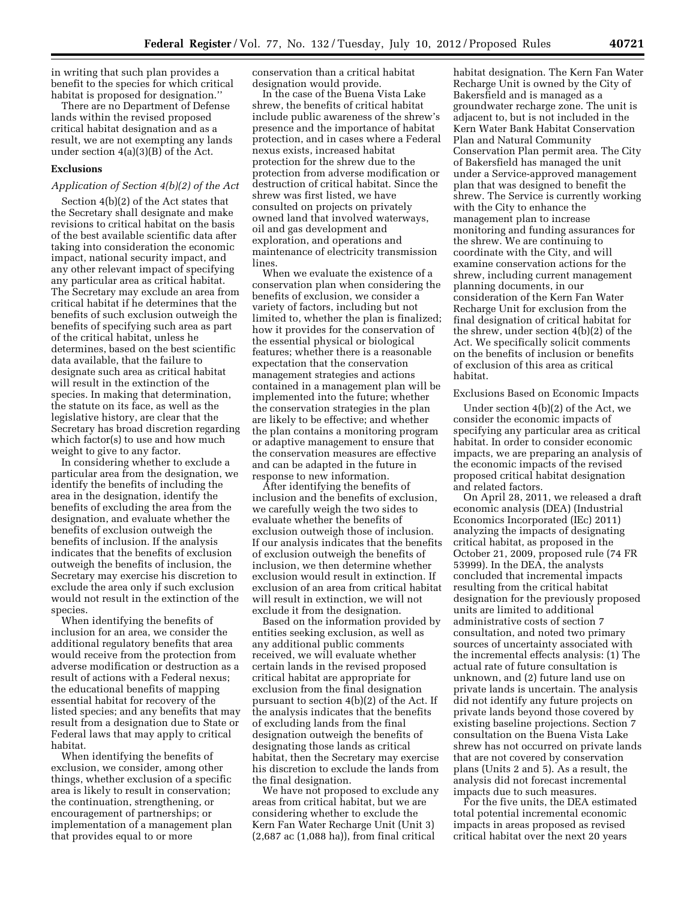in writing that such plan provides a benefit to the species for which critical habitat is proposed for designation.''

There are no Department of Defense lands within the revised proposed critical habitat designation and as a result, we are not exempting any lands under section 4(a)(3)(B) of the Act.

## Exclusions

### *Application of Section 4(b)(2) of the Act*

Section 4(b)(2) of the Act states that the Secretary shall designate and make revisions to critical habitat on the basis of the best available scientific data after taking into consideration the economic impact, national security impact, and any other relevant impact of specifying any particular area as critical habitat. The Secretary may exclude an area from critical habitat if he determines that the benefits of such exclusion outweigh the benefits of specifying such area as part of the critical habitat, unless he determines, based on the best scientific data available, that the failure to designate such area as critical habitat will result in the extinction of the species. In making that determination, the statute on its face, as well as the legislative history, are clear that the Secretary has broad discretion regarding which factor(s) to use and how much weight to give to any factor.

In considering whether to exclude a particular area from the designation, we identify the benefits of including the area in the designation, identify the benefits of excluding the area from the designation, and evaluate whether the benefits of exclusion outweigh the benefits of inclusion. If the analysis indicates that the benefits of exclusion outweigh the benefits of inclusion, the Secretary may exercise his discretion to exclude the area only if such exclusion would not result in the extinction of the species.

When identifying the benefits of inclusion for an area, we consider the additional regulatory benefits that area would receive from the protection from adverse modification or destruction as a result of actions with a Federal nexus; the educational benefits of mapping essential habitat for recovery of the listed species; and any benefits that may result from a designation due to State or Federal laws that may apply to critical habitat.

When identifying the benefits of exclusion, we consider, among other things, whether exclusion of a specific area is likely to result in conservation; the continuation, strengthening, or encouragement of partnerships; or implementation of a management plan that provides equal to or more conservation than a critical habitat designation would provide.

In the case of the Buena Vista Lake shrew, the benefits of critical habitat include public awareness of the shrew's presence and the importance of habitat protection, and in cases where a Federal nexus exists, increased habitat protection for the shrew due to the protection from adverse modification or destruction of critical habitat. Since the shrew was first listed, we have consulted on projects on privately owned land that involved waterways, oil and gas development and exploration, and operations and maintenance of electricity transmission lines.

When we evaluate the existence of a conservation plan when considering the benefits of exclusion, we consider a variety of factors, including but not limited to, whether the plan is finalized; how it provides for the conservation of the essential physical or biological features; whether there is a reasonable expectation that the conservation management strategies and actions contained in a management plan will be implemented into the future; whether the conservation strategies in the plan are likely to be effective; and whether the plan contains a monitoring program or adaptive management to ensure that the conservation measures are effective and can be adapted in the future in response to new information.

After identifying the benefits of inclusion and the benefits of exclusion, we carefully weigh the two sides to evaluate whether the benefits of exclusion outweigh those of inclusion. If our analysis indicates that the benefits of exclusion outweigh the benefits of inclusion, we then determine whether exclusion would result in extinction. If exclusion of an area from critical habitat will result in extinction, we will not exclude it from the designation.

Based on the information provided by entities seeking exclusion, as well as any additional public comments received, we will evaluate whether certain lands in the revised proposed critical habitat are appropriate for exclusion from the final designation pursuant to section 4(b)(2) of the Act. If the analysis indicates that the benefits of excluding lands from the final designation outweigh the benefits of designating those lands as critical habitat, then the Secretary may exercise his discretion to exclude the lands from the final designation.

We have not proposed to exclude any areas from critical habitat, but we are considering whether to exclude the Kern Fan Water Recharge Unit (Unit 3) (2,687 ac (1,088 ha)), from final critical habitat designation. The Kern Fan Water Recharge Unit is owned by the City of Bakersfield and is managed as a groundwater recharge zone. The unit is adjacent to, but is not included in the Kern Water Bank Habitat Conservation Plan and Natural Community Conservation Plan permit area. The City of Bakersfield has managed the unit under a Service-approved management plan that was designed to benefit the shrew. The Service is currently working with the City to enhance the management plan to increase monitoring and funding assurances for the shrew. We are continuing to coordinate with the City, and will examine conservation actions for the shrew, including current management planning documents, in our consideration of the Kern Fan Water Recharge Unit for exclusion from the final designation of critical habitat for the shrew, under section 4(b)(2) of the Act. We specifically solicit comments on the benefits of inclusion or benefits of exclusion of this area as critical habitat.

### Exclusions Based on Economic Impacts

Under section 4(b)(2) of the Act, we consider the economic impacts of specifying any particular area as critical habitat. In order to consider economic impacts, we are preparing an analysis of the economic impacts of the revised proposed critical habitat designation and related factors.

On April 28, 2011, we released a draft economic analysis (DEA) (Industrial Economics Incorporated (IEc) 2011) analyzing the impacts of designating critical habitat, as proposed in the October 21, 2009, proposed rule (74 FR 53999). In the DEA, the analysts concluded that incremental impacts resulting from the critical habitat designation for the previously proposed units are limited to additional administrative costs of section 7 consultation, and noted two primary sources of uncertainty associated with the incremental effects analysis: (1) The actual rate of future consultation is unknown, and (2) future land use on private lands is uncertain. The analysis did not identify any future projects on private lands beyond those covered by existing baseline projections. Section 7 consultation on the Buena Vista Lake shrew has not occurred on private lands that are not covered by conservation plans (Units 2 and 5). As a result, the analysis did not forecast incremental impacts due to such measures.

For the five units, the DEA estimated total potential incremental economic impacts in areas proposed as revised critical habitat over the next 20 years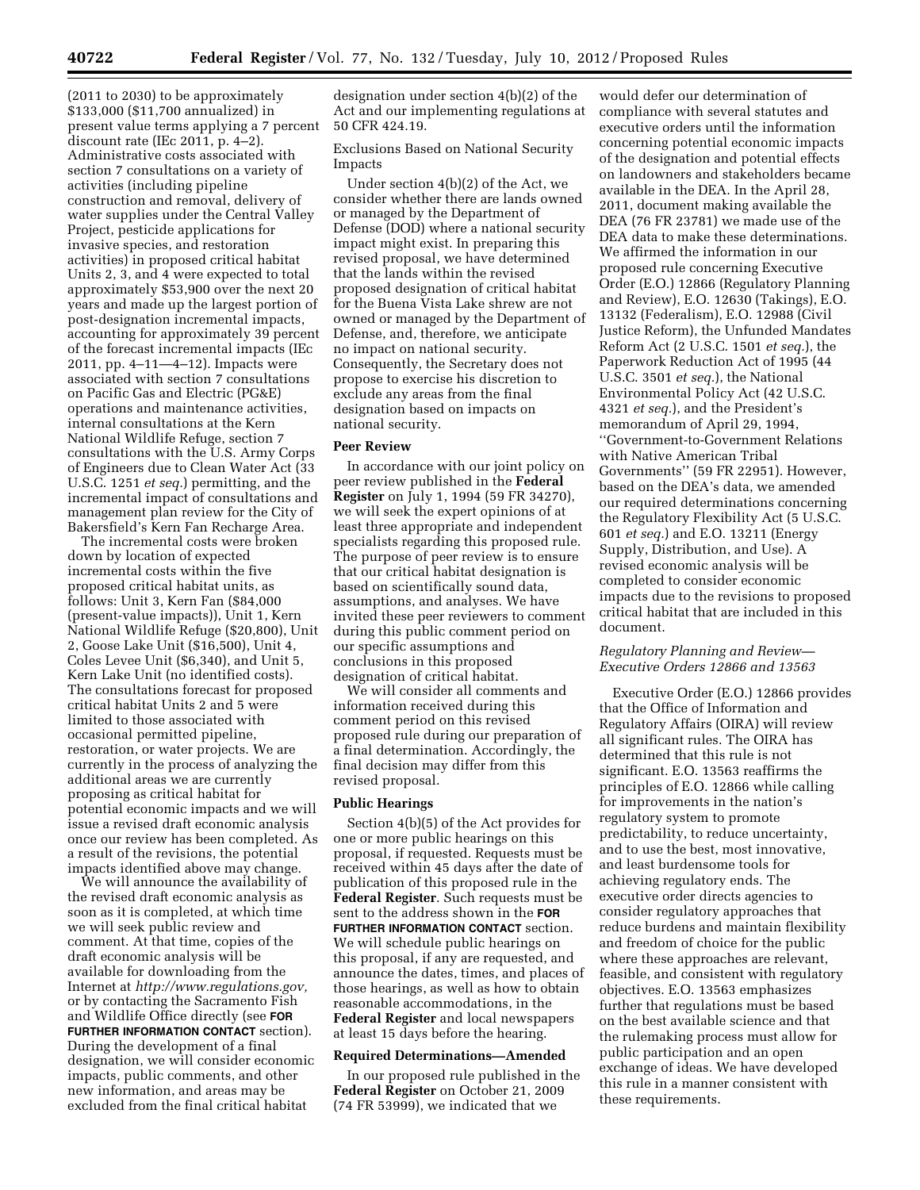(2011 to 2030) to be approximately $133,000 ($11,700 annualized) in present value terms applying a 7 percent discount rate (IEc 2011, p. 4–2). Administrative costs associated with section 7 consultations on a variety of activities (including pipeline construction and removal, delivery of water supplies under the Central Valley Project, pesticide applications for invasive species, and restoration activities) in proposed critical habitat Units 2, 3, and 4 were expected to total approximately $53,900 over the next 20 years and made up the largest portion of post-designation incremental impacts, accounting for approximately 39 percent of the forecast incremental impacts (IEc 2011, pp. 4–11—4–12). Impacts were associated with section 7 consultations on Pacific Gas and Electric (PG&E) operations and maintenance activities, internal consultations at the Kern National Wildlife Refuge, section 7 consultations with the U.S. Army Corps of Engineers due to Clean Water Act (33 U.S.C. 1251 *et seq.*) permitting, and the incremental impact of consultations and management plan review for the City of Bakersfield's Kern Fan Recharge Area.

The incremental costs were broken down by location of expected incremental costs within the five proposed critical habitat units, as follows: Unit 3, Kern Fan ($84,000 (present-value impacts)), Unit 1, Kern National Wildlife Refuge ($20,800), Unit 2, Goose Lake Unit ($16,500), Unit 4, Coles Levee Unit ($6,340), and Unit 5, Kern Lake Unit (no identified costs). The consultations forecast for proposed critical habitat Units 2 and 5 were limited to those associated with occasional permitted pipeline, restoration, or water projects. We are currently in the process of analyzing the additional areas we are currently proposing as critical habitat for potential economic impacts and we will issue a revised draft economic analysis once our review has been completed. As a result of the revisions, the potential impacts identified above may change.

We will announce the availability of the revised draft economic analysis as soon as it is completed, at which time we will seek public review and comment. At that time, copies of the draft economic analysis will be available for downloading from the Internet at *http://www.regulations.gov,* or by contacting the Sacramento Fish and Wildlife Office directly (see **FOR FURTHER INFORMATION CONTACT** section). During the development of a final designation, we will consider economic impacts, public comments, and other new information, and areas may be excluded from the final critical habitat designation under section 4(b)(2) of the Act and our implementing regulations at 50 CFR 424.19.

Exclusions Based on National Security Impacts

Under section 4(b)(2) of the Act, we consider whether there are lands owned or managed by the Department of Defense (DOD) where a national security impact might exist. In preparing this revised proposal, we have determined that the lands within the revised proposed designation of critical habitat for the Buena Vista Lake shrew are not owned or managed by the Department of Defense, and, therefore, we anticipate no impact on national security. Consequently, the Secretary does not propose to exercise his discretion to exclude any areas from the final designation based on impacts on national security.

## Peer Review

In accordance with our joint policy on peer review published in the **Federal Register** on July 1, 1994 (59 FR 34270), we will seek the expert opinions of at least three appropriate and independent specialists regarding this proposed rule. The purpose of peer review is to ensure that our critical habitat designation is based on scientifically sound data, assumptions, and analyses. We have invited these peer reviewers to comment during this public comment period on our specific assumptions and conclusions in this proposed designation of critical habitat.

We will consider all comments and information received during this comment period on this revised proposed rule during our preparation of a final determination. Accordingly, the final decision may differ from this revised proposal.

## Public Hearings

Section 4(b)(5) of the Act provides for one or more public hearings on this proposal, if requested. Requests must be received within 45 days after the date of publication of this proposed rule in the **Federal Register**. Such requests must be sent to the address shown in the **FOR FURTHER INFORMATION CONTACT** section. We will schedule public hearings on this proposal, if any are requested, and announce the dates, times, and places of those hearings, as well as how to obtain reasonable accommodations, in the **Federal Register** and local newspapers at least 15 days before the hearing.

## Required Determinations—Amended

In our proposed rule published in the **Federal Register** on October 21, 2009 (74 FR 53999), we indicated that we would defer our determination of compliance with several statutes and executive orders until the information concerning potential economic impacts of the designation and potential effects on landowners and stakeholders became available in the DEA. In the April 28, 2011, document making available the DEA (76 FR 23781) we made use of the DEA data to make these determinations. We affirmed the information in our proposed rule concerning Executive Order (E.O.) 12866 (Regulatory Planning and Review), E.O. 12630 (Takings), E.O. 13132 (Federalism), E.O. 12988 (Civil Justice Reform), the Unfunded Mandates Reform Act (2 U.S.C. 1501 *et seq.*), the Paperwork Reduction Act of 1995 (44 U.S.C. 3501 *et seq.*), the National Environmental Policy Act (42 U.S.C. 4321 *et seq.*), and the President's memorandum of April 29, 1994, "Government-to-Government Relations with Native American Tribal Governments" (59 FR 22951). However, based on the DEA's data, we amended our required determinations concerning the Regulatory Flexibility Act (5 U.S.C. 601 *et seq.*) and E.O. 13211 (Energy Supply, Distribution, and Use). A revised economic analysis will be completed to consider economic impacts due to the revisions to proposed critical habitat that are included in this document.

### *Regulatory Planning and Review—Executive Orders 12866 and 13563*

Executive Order (E.O.) 12866 provides that the Office of Information and Regulatory Affairs (OIRA) will review all significant rules. The OIRA has determined that this rule is not significant. E.O. 13563 reaffirms the principles of E.O. 12866 while calling for improvements in the nation's regulatory system to promote predictability, to reduce uncertainty, and to use the best, most innovative, and least burdensome tools for achieving regulatory ends. The executive order directs agencies to consider regulatory approaches that reduce burdens and maintain flexibility and freedom of choice for the public where these approaches are relevant, feasible, and consistent with regulatory objectives. E.O. 13563 emphasizes further that regulations must be based on the best available science and that the rulemaking process must allow for public participation and an open exchange of ideas. We have developed this rule in a manner consistent with these requirements.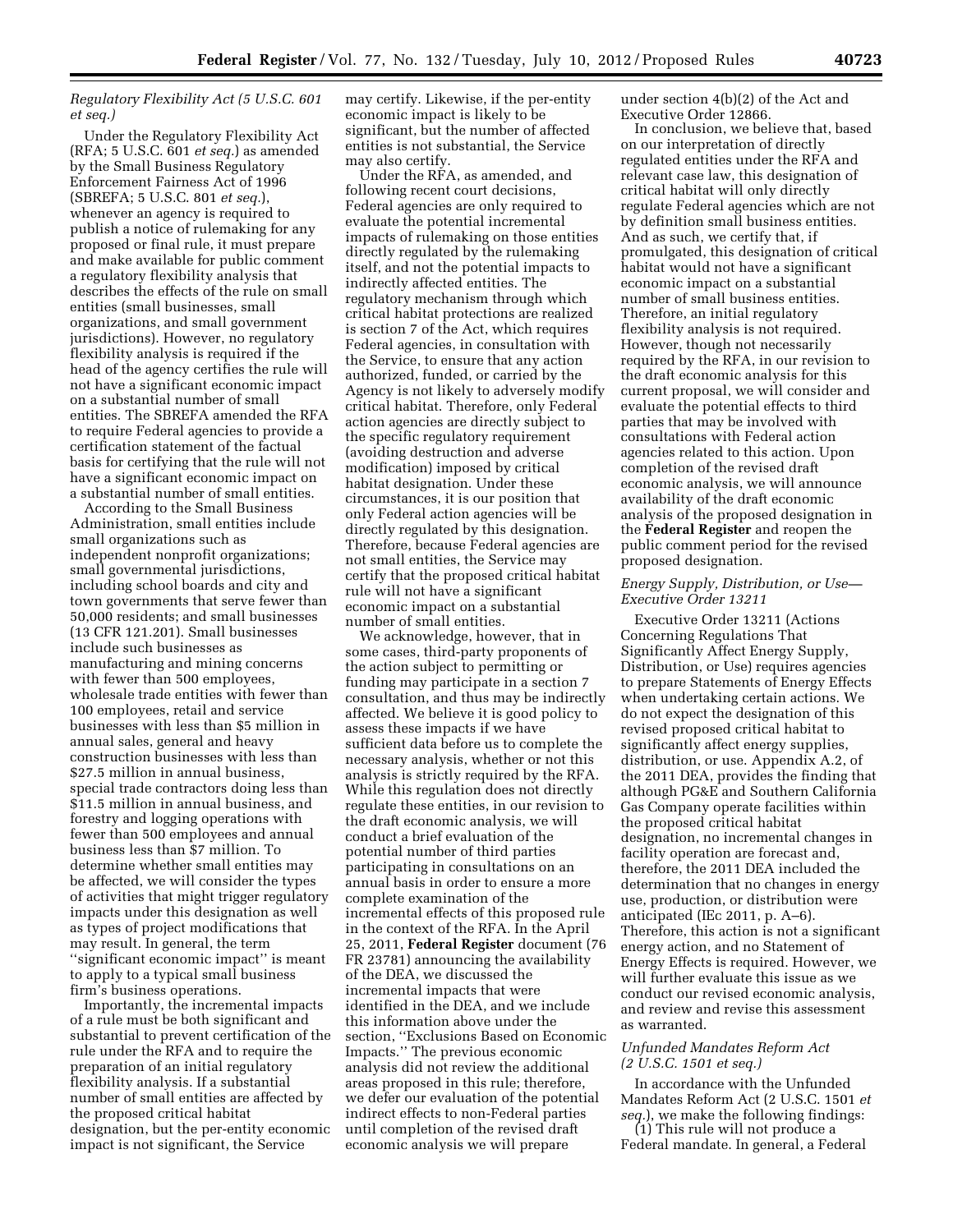### *Regulatory Flexibility Act (5 U.S.C. 601 et seq.)*

Under the Regulatory Flexibility Act (RFA; 5 U.S.C. 601 *et seq.*) as amended by the Small Business Regulatory Enforcement Fairness Act of 1996 (SBREFA; 5 U.S.C. 801 *et seq.*), whenever an agency is required to publish a notice of rulemaking for any proposed or final rule, it must prepare and make available for public comment a regulatory flexibility analysis that describes the effects of the rule on small entities (small businesses, small organizations, and small government jurisdictions). However, no regulatory flexibility analysis is required if the head of the agency certifies the rule will not have a significant economic impact on a substantial number of small entities. The SBREFA amended the RFA to require Federal agencies to provide a certification statement of the factual basis for certifying that the rule will not have a significant economic impact on a substantial number of small entities.

According to the Small Business Administration, small entities include small organizations such as independent nonprofit organizations; small governmental jurisdictions, including school boards and city and town governments that serve fewer than 50,000 residents; and small businesses (13 CFR 121.201). Small businesses include such businesses as manufacturing and mining concerns with fewer than 500 employees, wholesale trade entities with fewer than 100 employees, retail and service businesses with less than $5 million in annual sales, general and heavy construction businesses with less than $27.5 million in annual business, special trade contractors doing less than $11.5 million in annual business, and forestry and logging operations with fewer than 500 employees and annual business less than $7 million. To determine whether small entities may be affected, we will consider the types of activities that might trigger regulatory impacts under this designation as well as types of project modifications that may result. In general, the term ''significant economic impact'' is meant to apply to a typical small business firm's business operations.

Importantly, the incremental impacts of a rule must be both significant and substantial to prevent certification of the rule under the RFA and to require the preparation of an initial regulatory flexibility analysis. If a substantial number of small entities are affected by the proposed critical habitat designation, but the per-entity economic impact is not significant, the Service may certify. Likewise, if the per-entity economic impact is likely to be significant, but the number of affected entities is not substantial, the Service may also certify.

Under the RFA, as amended, and following recent court decisions, Federal agencies are only required to evaluate the potential incremental impacts of rulemaking on those entities directly regulated by the rulemaking itself, and not the potential impacts to indirectly affected entities. The regulatory mechanism through which critical habitat protections are realized is section 7 of the Act, which requires Federal agencies, in consultation with the Service, to ensure that any action authorized, funded, or carried by the Agency is not likely to adversely modify critical habitat. Therefore, only Federal action agencies are directly subject to the specific regulatory requirement (avoiding destruction and adverse modification) imposed by critical habitat designation. Under these circumstances, it is our position that only Federal action agencies will be directly regulated by this designation. Therefore, because Federal agencies are not small entities, the Service may certify that the proposed critical habitat rule will not have a significant economic impact on a substantial number of small entities.

We acknowledge, however, that in some cases, third-party proponents of the action subject to permitting or funding may participate in a section 7 consultation, and thus may be indirectly affected. We believe it is good policy to assess these impacts if we have sufficient data before us to complete the necessary analysis, whether or not this analysis is strictly required by the RFA. While this regulation does not directly regulate these entities, in our revision to the draft economic analysis, we will conduct a brief evaluation of the potential number of third parties participating in consultations on an annual basis in order to ensure a more complete examination of the incremental effects of this proposed rule in the context of the RFA. In the April 25, 2011, **Federal Register** document (76 FR 23781) announcing the availability of the DEA, we discussed the incremental impacts that were identified in the DEA, and we include this information above under the section, ''Exclusions Based on Economic Impacts.'' The previous economic analysis did not review the additional areas proposed in this rule; therefore, we defer our evaluation of the potential indirect effects to non-Federal parties until completion of the revised draft economic analysis we will prepare under section 4(b)(2) of the Act and Executive Order 12866.

In conclusion, we believe that, based on our interpretation of directly regulated entities under the RFA and relevant case law, this designation of critical habitat will only directly regulate Federal agencies which are not by definition small business entities. And as such, we certify that, if promulgated, this designation of critical habitat would not have a significant economic impact on a substantial number of small business entities. Therefore, an initial regulatory flexibility analysis is not required. However, though not necessarily required by the RFA, in our revision to the draft economic analysis for this current proposal, we will consider and evaluate the potential effects to third parties that may be involved with consultations with Federal action agencies related to this action. Upon completion of the revised draft economic analysis, we will announce availability of the draft economic analysis of the proposed designation in the **Federal Register** and reopen the public comment period for the revised proposed designation.

### *Energy Supply, Distribution, or Use—Executive Order 13211*

Executive Order 13211 (Actions Concerning Regulations That Significantly Affect Energy Supply, Distribution, or Use) requires agencies to prepare Statements of Energy Effects when undertaking certain actions. We do not expect the designation of this revised proposed critical habitat to significantly affect energy supplies, distribution, or use. Appendix A.2, of the 2011 DEA, provides the finding that although PG&E and Southern California Gas Company operate facilities within the proposed critical habitat designation, no incremental changes in facility operation are forecast and, therefore, the 2011 DEA included the determination that no changes in energy use, production, or distribution were anticipated (IEc 2011, p. A–6). Therefore, this action is not a significant energy action, and no Statement of Energy Effects is required. However, we will further evaluate this issue as we conduct our revised economic analysis, and review and revise this assessment as warranted.

### *Unfunded Mandates Reform Act (2 U.S.C. 1501 et seq.)*

In accordance with the Unfunded Mandates Reform Act (2 U.S.C. 1501 *et seq.*), we make the following findings:

(1) This rule will not produce a Federal mandate. In general, a Federal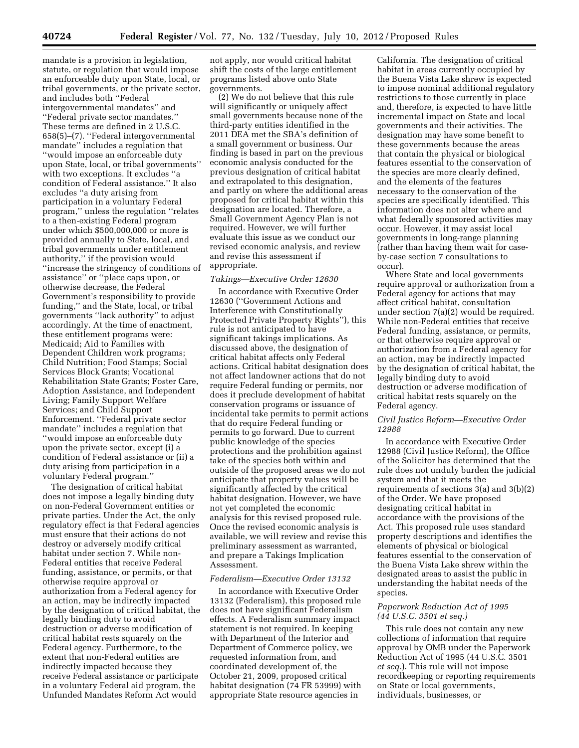mandate is a provision in legislation, statute, or regulation that would impose an enforceable duty upon State, local, or tribal governments, or the private sector, and includes both ''Federal intergovernmental mandates'' and ''Federal private sector mandates.'' These terms are defined in 2 U.S.C. 658(5)–(7). ''Federal intergovernmental mandate'' includes a regulation that ''would impose an enforceable duty upon State, local, or tribal governments'' with two exceptions. It excludes ''a condition of Federal assistance.'' It also excludes ''a duty arising from participation in a voluntary Federal program,'' unless the regulation ''relates to a then-existing Federal program under which $500,000,000 or more is provided annually to State, local, and tribal governments under entitlement authority,'' if the provision would ''increase the stringency of conditions of assistance'' or ''place caps upon, or otherwise decrease, the Federal Government's responsibility to provide funding,'' and the State, local, or tribal governments ''lack authority'' to adjust accordingly. At the time of enactment, these entitlement programs were: Medicaid; Aid to Families with Dependent Children work programs; Child Nutrition; Food Stamps; Social Services Block Grants; Vocational Rehabilitation State Grants; Foster Care, Adoption Assistance, and Independent Living; Family Support Welfare Services; and Child Support Enforcement. ''Federal private sector mandate'' includes a regulation that ''would impose an enforceable duty upon the private sector, except (i) a condition of Federal assistance or (ii) a duty arising from participation in a voluntary Federal program.''

The designation of critical habitat does not impose a legally binding duty on non-Federal Government entities or private parties. Under the Act, the only regulatory effect is that Federal agencies must ensure that their actions do not destroy or adversely modify critical habitat under section 7. While non-Federal entities that receive Federal funding, assistance, or permits, or that otherwise require approval or authorization from a Federal agency for an action, may be indirectly impacted by the designation of critical habitat, the legally binding duty to avoid destruction or adverse modification of critical habitat rests squarely on the Federal agency. Furthermore, to the extent that non-Federal entities are indirectly impacted because they receive Federal assistance or participate in a voluntary Federal aid program, the Unfunded Mandates Reform Act would not apply, nor would critical habitat shift the costs of the large entitlement programs listed above onto State governments.

(2) We do not believe that this rule will significantly or uniquely affect small governments because none of the third-party entities identified in the 2011 DEA met the SBA's definition of a small government or business. Our finding is based in part on the previous economic analysis conducted for the previous designation of critical habitat and extrapolated to this designation, and partly on where the additional areas proposed for critical habitat within this designation are located. Therefore, a Small Government Agency Plan is not required. However, we will further evaluate this issue as we conduct our revised economic analysis, and review and revise this assessment if appropriate.

*Takings—Executive Order 12630*

In accordance with Executive Order 12630 (''Government Actions and Interference with Constitutionally Protected Private Property Rights''), this rule is not anticipated to have significant takings implications. As discussed above, the designation of critical habitat affects only Federal actions. Critical habitat designation does not affect landowner actions that do not require Federal funding or permits, nor does it preclude development of habitat conservation programs or issuance of incidental take permits to permit actions that do require Federal funding or permits to go forward. Due to current public knowledge of the species protections and the prohibition against take of the species both within and outside of the proposed areas we do not anticipate that property values will be significantly affected by the critical habitat designation. However, we have not yet completed the economic analysis for this revised proposed rule. Once the revised economic analysis is available, we will review and revise this preliminary assessment as warranted, and prepare a Takings Implication Assessment.

*Federalism—Executive Order 13132*

In accordance with Executive Order 13132 (Federalism), this proposed rule does not have significant Federalism effects. A Federalism summary impact statement is not required. In keeping with Department of the Interior and Department of Commerce policy, we requested information from, and coordinated development of, the October 21, 2009, proposed critical habitat designation (74 FR 53999) with appropriate State resource agencies in California. The designation of critical habitat in areas currently occupied by the Buena Vista Lake shrew is expected to impose nominal additional regulatory restrictions to those currently in place and, therefore, is expected to have little incremental impact on State and local governments and their activities. The designation may have some benefit to these governments because the areas that contain the physical or biological features essential to the conservation of the species are more clearly defined, and the elements of the features necessary to the conservation of the species are specifically identified. This information does not alter where and what federally sponsored activities may occur. However, it may assist local governments in long-range planning (rather than having them wait for case-by-case section 7 consultations to occur).

Where State and local governments require approval or authorization from a Federal agency for actions that may affect critical habitat, consultation under section 7(a)(2) would be required. While non-Federal entities that receive Federal funding, assistance, or permits, or that otherwise require approval or authorization from a Federal agency for an action, may be indirectly impacted by the designation of critical habitat, the legally binding duty to avoid destruction or adverse modification of critical habitat rests squarely on the Federal agency.

*Civil Justice Reform—Executive Order 12988*

In accordance with Executive Order 12988 (Civil Justice Reform), the Office of the Solicitor has determined that the rule does not unduly burden the judicial system and that it meets the requirements of sections 3(a) and 3(b)(2) of the Order. We have proposed designating critical habitat in accordance with the provisions of the Act. This proposed rule uses standard property descriptions and identifies the elements of physical or biological features essential to the conservation of the Buena Vista Lake shrew within the designated areas to assist the public in understanding the habitat needs of the species.

*Paperwork Reduction Act of 1995 (44 U.S.C. 3501 et seq.)*

This rule does not contain any new collections of information that require approval by OMB under the Paperwork Reduction Act of 1995 (44 U.S.C. 3501 *et seq.*). This rule will not impose recordkeeping or reporting requirements on State or local governments, individuals, businesses, or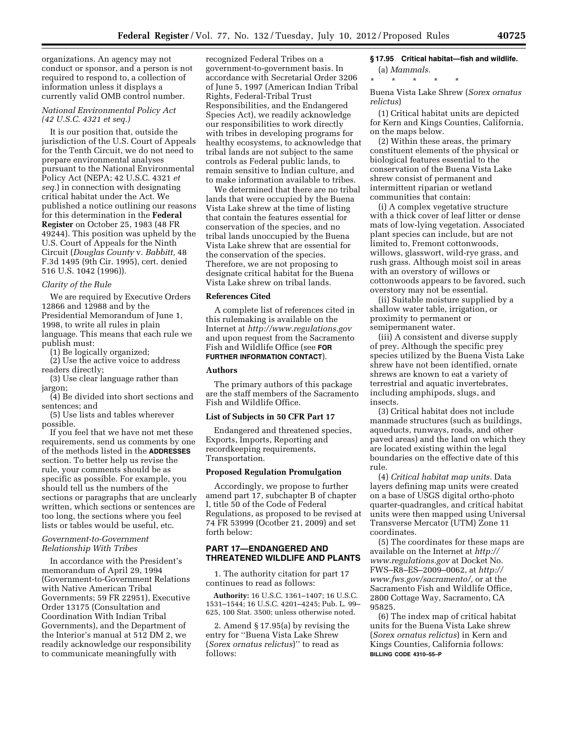organizations. An agency may not conduct or sponsor, and a person is not required to respond to, a collection of information unless it displays a currently valid OMB control number.

*National Environmental Policy Act (42 U.S.C. 4321 et seq.)*

It is our position that, outside the jurisdiction of the U.S. Court of Appeals for the Tenth Circuit, we do not need to prepare environmental analyses pursuant to the National Environmental Policy Act (NEPA; 42 U.S.C. 4321 *et seq.*) in connection with designating critical habitat under the Act. We published a notice outlining our reasons for this determination in the **Federal Register** on October 25, 1983 (48 FR 49244). This position was upheld by the U.S. Court of Appeals for the Ninth Circuit (*Douglas County* v. *Babbitt,* 48 F.3d 1495 (9th Cir. 1995), cert. denied 516 U.S. 1042 (1996)).

*Clarity of the Rule*

We are required by Executive Orders 12866 and 12988 and by the Presidential Memorandum of June 1, 1998, to write all rules in plain language. This means that each rule we publish must:

(1) Be logically organized;

(2) Use the active voice to address readers directly;

(3) Use clear language rather than jargon;

(4) Be divided into short sections and sentences; and

(5) Use lists and tables wherever possible.

If you feel that we have not met these requirements, send us comments by one of the methods listed in the **ADDRESSES** section. To better help us revise the rule, your comments should be as specific as possible. For example, you should tell us the numbers of the sections or paragraphs that are unclearly written, which sections or sentences are too long, the sections where you feel lists or tables would be useful, etc.

*Government-to-Government Relationship With Tribes*

In accordance with the President's memorandum of April 29, 1994 (Government-to-Government Relations with Native American Tribal Governments; 59 FR 22951), Executive Order 13175 (Consultation and Coordination With Indian Tribal Governments), and the Department of the Interior's manual at 512 DM 2, we readily acknowledge our responsibility to communicate meaningfully with recognized Federal Tribes on a government-to-government basis. In accordance with Secretarial Order 3206 of June 5, 1997 (American Indian Tribal Rights, Federal-Tribal Trust Responsibilities, and the Endangered Species Act), we readily acknowledge our responsibilities to work directly with tribes in developing programs for healthy ecosystems, to acknowledge that tribal lands are not subject to the same controls as Federal public lands, to remain sensitive to Indian culture, and to make information available to tribes.

We determined that there are no tribal lands that were occupied by the Buena Vista Lake shrew at the time of listing that contain the features essential for conservation of the species, and no tribal lands unoccupied by the Buena Vista Lake shrew that are essential for the conservation of the species. Therefore, we are not proposing to designate critical habitat for the Buena Vista Lake shrew on tribal lands.

**References Cited**

A complete list of references cited in this rulemaking is available on the Internet at *http://www.regulations.gov* and upon request from the Sacramento Fish and Wildlife Office (see **FOR FURTHER INFORMATION CONTACT**).

**Authors**

The primary authors of this package are the staff members of the Sacramento Fish and Wildlife Office.

**List of Subjects in 50 CFR Part 17**

Endangered and threatened species, Exports, Imports, Reporting and recordkeeping requirements, Transportation.

**Proposed Regulation Promulgation**

Accordingly, we propose to further amend part 17, subchapter B of chapter I, title 50 of the Code of Federal Regulations, as proposed to be revised at 74 FR 53999 (Ocotber 21, 2009) and set forth below:

## PART 17—ENDANGERED AND THREATENED WILDLIFE AND PLANTS

1. The authority citation for part 17 continues to read as follows:

**Authority:** 16 U.S.C. 1361–1407; 16 U.S.C. 1531–1544; 16 U.S.C. 4201–4245; Pub. L. 99–625, 100 Stat. 3500; unless otherwise noted.

2. Amend § 17.95(a) by revising the entry for ''Buena Vista Lake Shrew (*Sorex ornatus relictus*)'' to read as follows:

**§ 17.95 Critical habitat—fish and wildlife.**

(a) *Mammals.*

\* \* \* \* \*

Buena Vista Lake Shrew (*Sorex ornatus relictus*)

(1) Critical habitat units are depicted for Kern and Kings Counties, California, on the maps below.

(2) Within these areas, the primary constituent elements of the physical or biological features essential to the conservation of the Buena Vista Lake shrew consist of permanent and intermittent riparian or wetland communities that contain:

(i) A complex vegetative structure with a thick cover of leaf litter or dense mats of low-lying vegetation. Associated plant species can include, but are not limited to, Fremont cottonwoods, willows, glasswort, wild-rye grass, and rush grass. Although moist soil in areas with an overstory of willows or cottonwoods appears to be favored, such overstory may not be essential.

(ii) Suitable moisture supplied by a shallow water table, irrigation, or proximity to permanent or semipermanent water.

(iii) A consistent and diverse supply of prey. Although the specific prey species utilized by the Buena Vista Lake shrew have not been identified, ornate shrews are known to eat a variety of terrestrial and aquatic invertebrates, including amphipods, slugs, and insects.

(3) Critical habitat does not include manmade structures (such as buildings, aqueducts, runways, roads, and other paved areas) and the land on which they are located existing within the legal boundaries on the effective date of this rule.

(4) *Critical habitat map units.* Data layers defining map units were created on a base of USGS digital ortho-photo quarter-quadrangles, and critical habitat units were then mapped using Universal Transverse Mercator (UTM) Zone 11 coordinates.

(5) The coordinates for these maps are available on the Internet at *http://www.regulations.gov* at Docket No. FWS–R8–ES–2009–0062, at *http://www.fws.gov/sacramento/,* or at the Sacramento Fish and Wildlife Office, 2800 Cottage Way, Sacramento, CA 95825.

(6) The index map of critical habitat units for the Buena Vista Lake shrew (*Sorex ornatus relictus*) in Kern and Kings Counties, California follows:

**BILLING CODE 4310–55–P**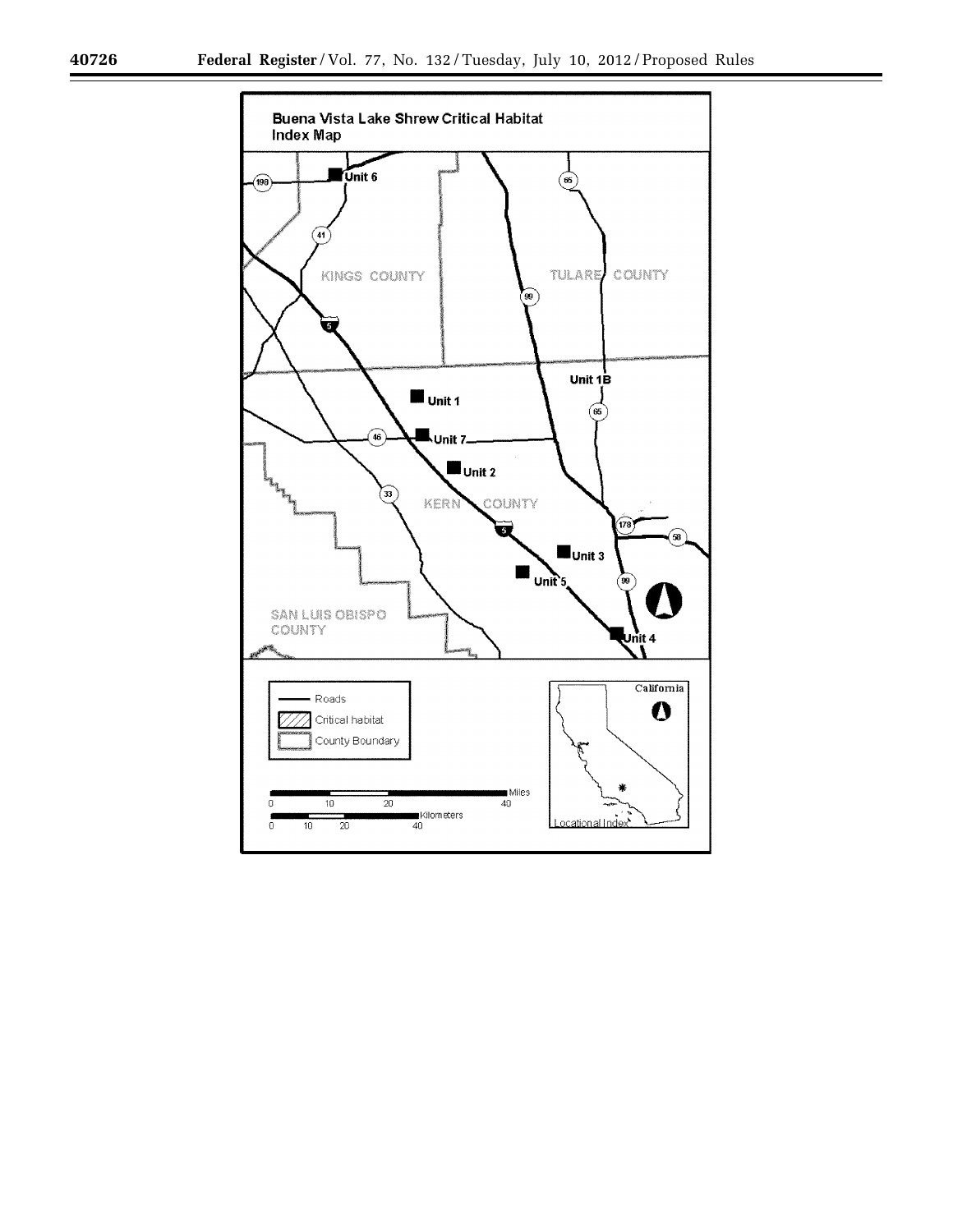**Buena Vista Lake Shrew Critical Habitat Index Map**

Unit 6

KINGS COUNTY

TULARE COUNTY

Unit 1B

Unit 1

Unit 7

Unit 2

KERN COUNTY

Unit 3

Unit 5

Unit 4

SAN LUIS OBISPO COUNTY

198, 41, 5, 65, 99, 46, 33, 178, 58

Roads

Critical habitat

County Boundary

Miles: 0, 10, 20, 40

Kilometers: 0, 10, 20, 40

California

Locational Index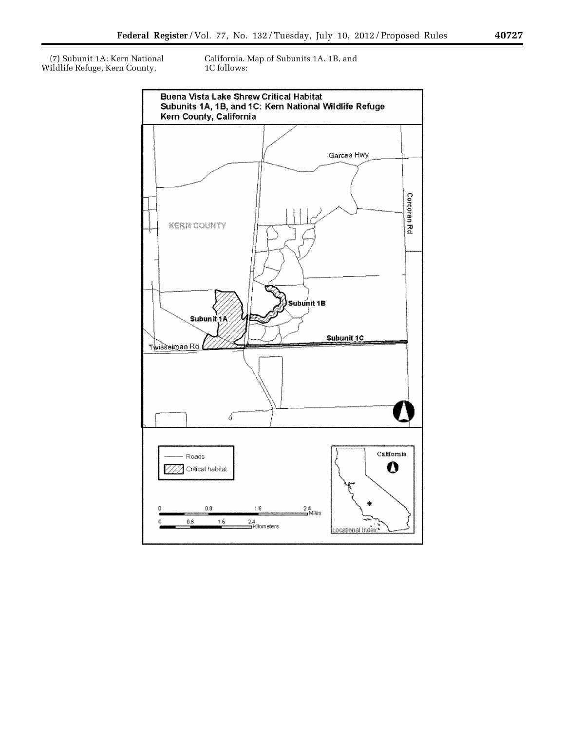(7) Subunit 1A: Kern National Wildlife Refuge, Kern County, California. Map of Subunits 1A, 1B, and 1C follows: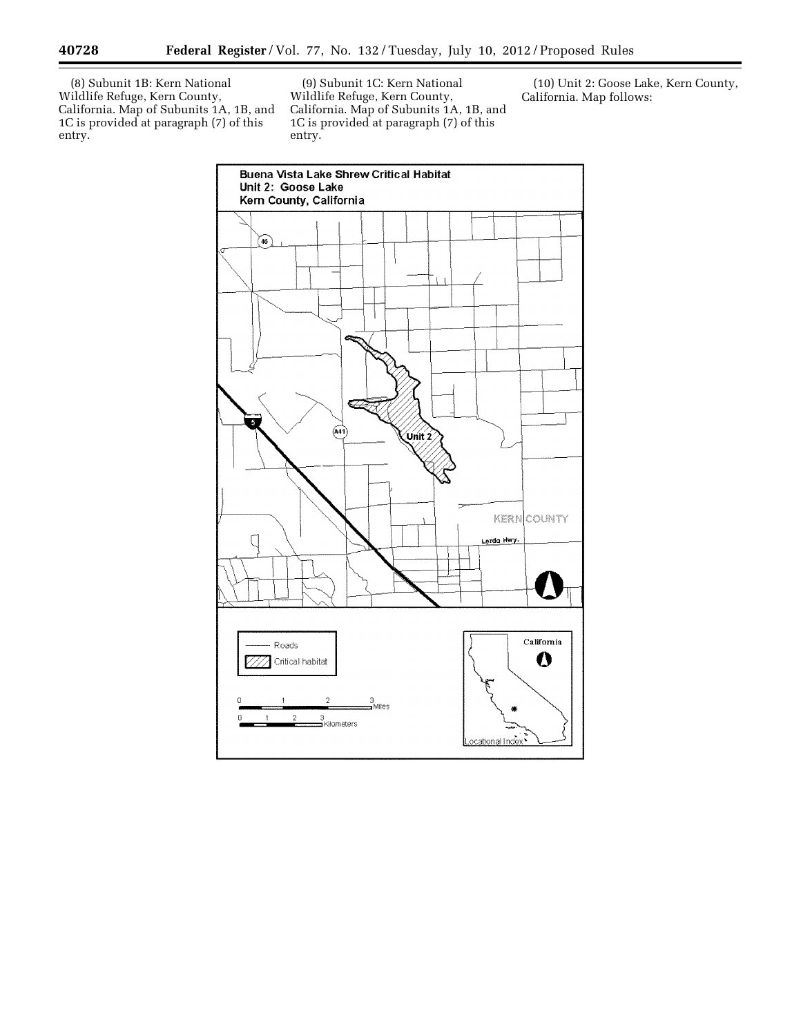(8) Subunit 1B: Kern National Wildlife Refuge, Kern County, California. Map of Subunits 1A, 1B, and 1C is provided at paragraph (7) of this entry.

(9) Subunit 1C: Kern National Wildlife Refuge, Kern County, California. Map of Subunits 1A, 1B, and 1C is provided at paragraph (7) of this entry.

(10) Unit 2: Goose Lake, Kern County, California. Map follows: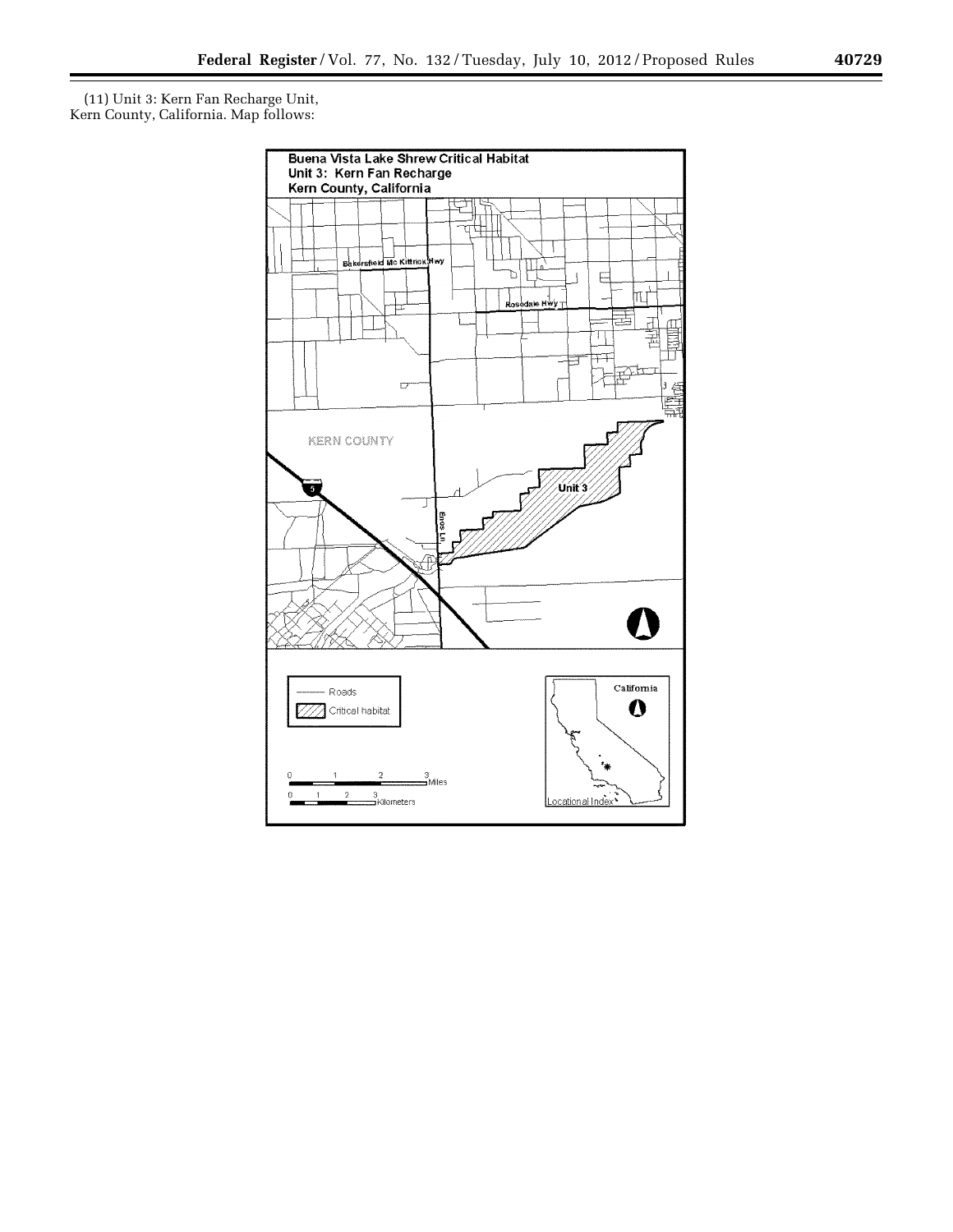(11) Unit 3: Kern Fan Recharge Unit, Kern County, California. Map follows:

Buena Vista Lake Shrew Critical Habitat
Unit 3: Kern Fan Recharge
Kern County, California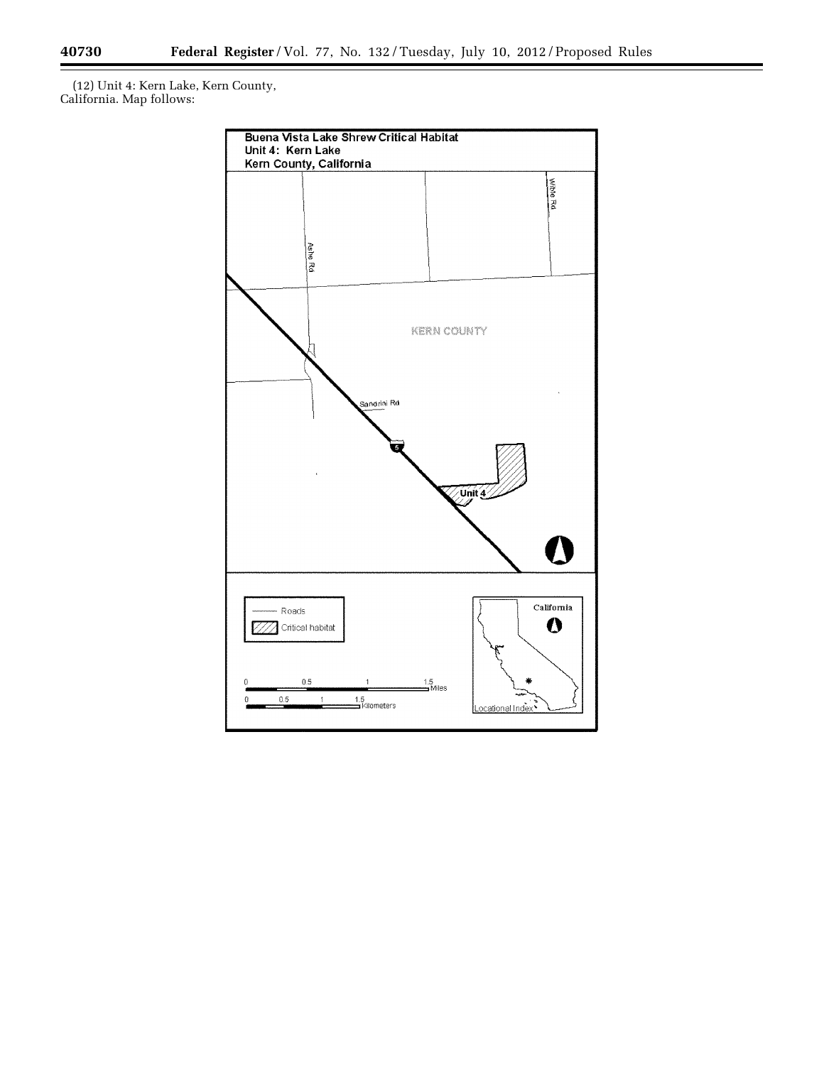(12) Unit 4: Kern Lake, Kern County, California. Map follows:

Buena Vista Lake Shrew Critical Habitat
Unit 4: Kern Lake
Kern County, California

Wible Rd

Ashe Rd

KERN COUNTY

Sandrini Rd

5

Unit 4

Roads

Critical habitat

0 0.5 1 1.5 Miles

0 0.5 1 1.5 Kilometers

California

Locational Index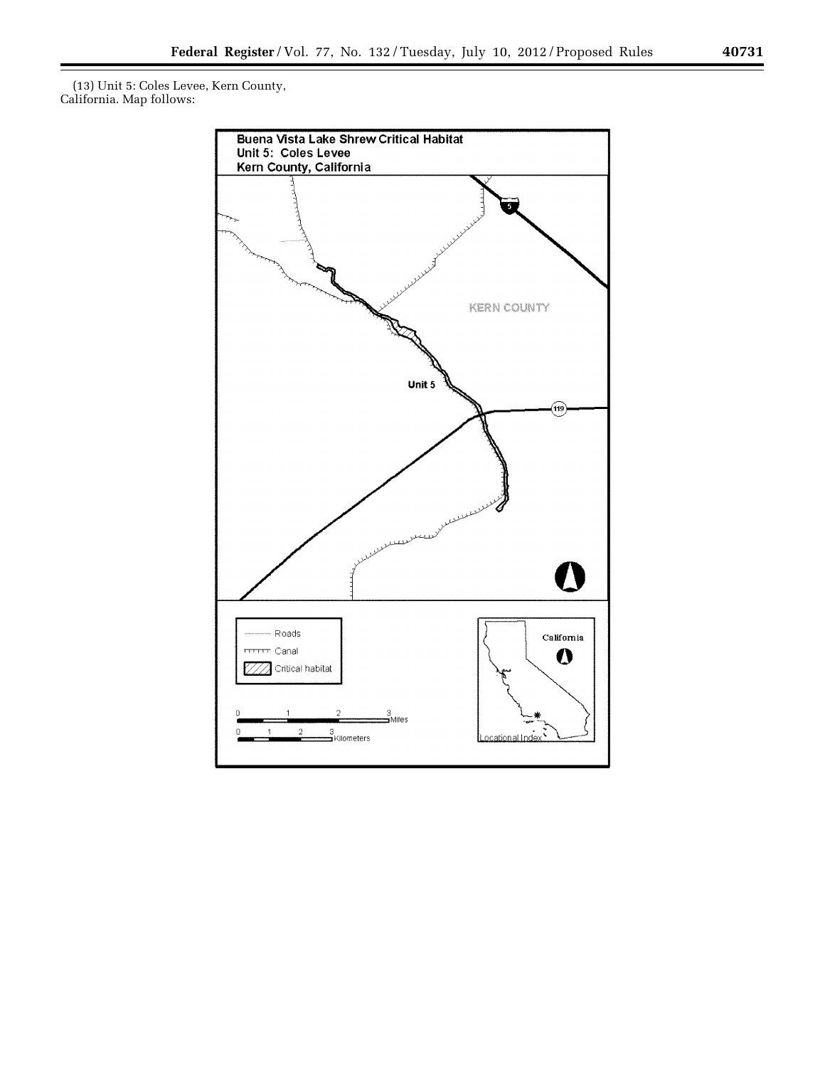(13) Unit 5: Coles Levee, Kern County, California. Map follows:

Buena Vista Lake Shrew Critical Habitat
Unit 5: Coles Levee
Kern County, California

KERN COUNTY

Unit 5

Roads
Canal
Critical habitat

0 1 2 3 Miles
0 1 2 3 Kilometers

California
Locational Index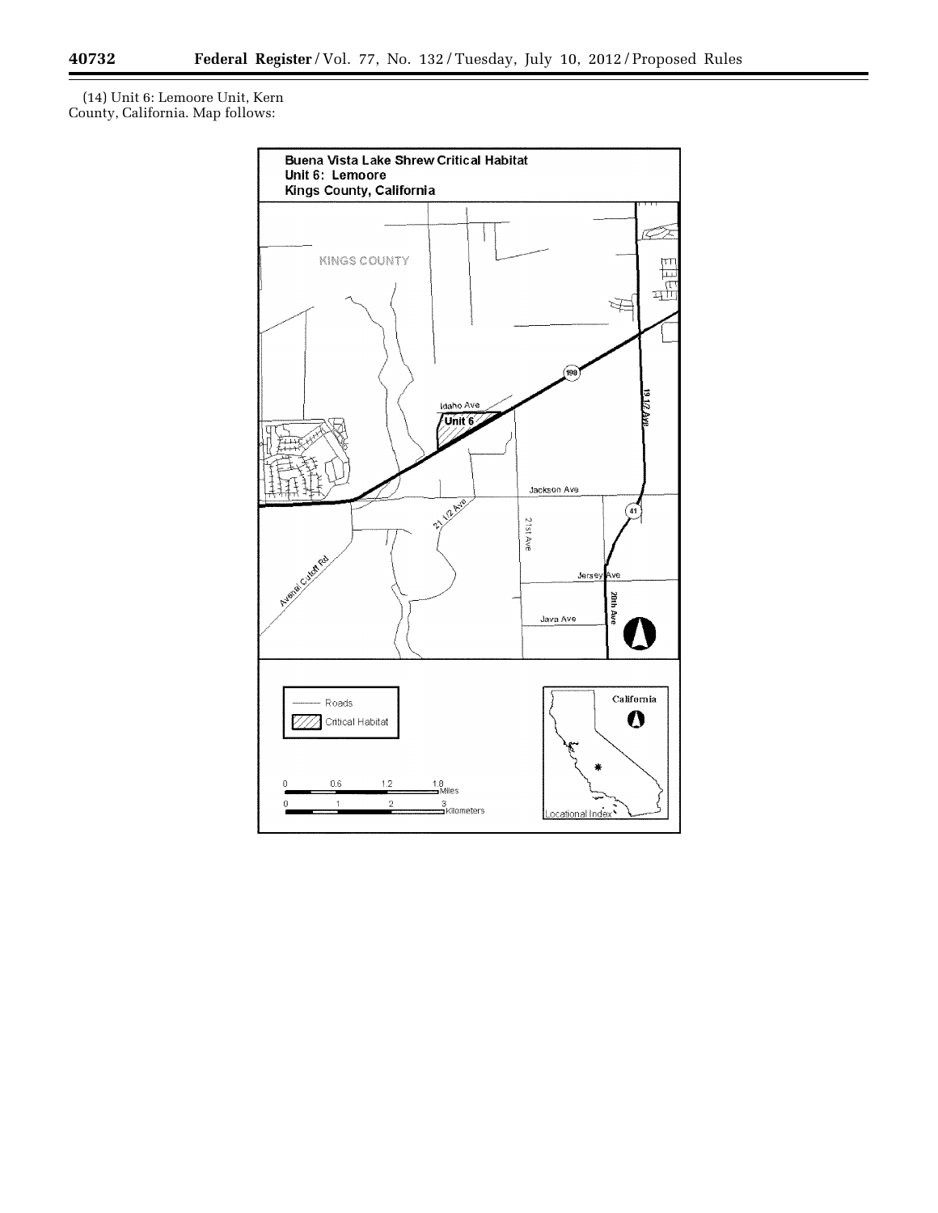(14) Unit 6: Lemoore Unit, Kern County, California. Map follows:

Buena Vista Lake Shrew Critical Habitat
Unit 6: Lemoore
Kings County, California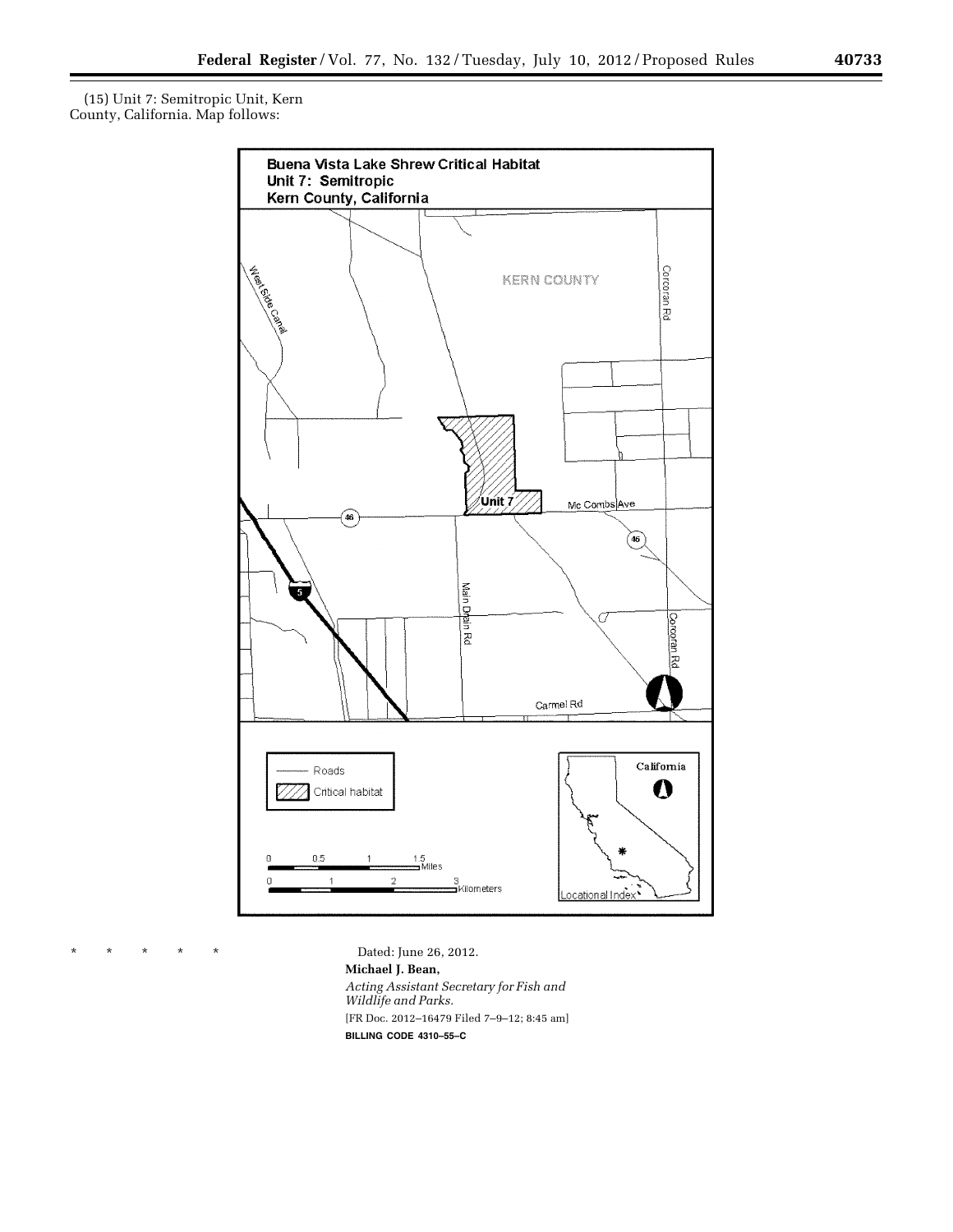(15) Unit 7: Semitropic Unit, Kern County, California. Map follows:

Buena Vista Lake Shrew Critical Habitat
Unit 7: Semitropic
Kern County, California

KERN COUNTY
West Side Canal
Corcoran Rd
Unit 7
Mc Combs Ave
46
46
5
Main Drain Rd
Corcoran Rd
Carmel Rd

Roads
Critical habitat

0 0.5 1 1.5 Miles
0 1 2 3 Kilometers

California
Locational Index

\* \* \* \* \*

Dated: June 26, 2012.

**Michael J. Bean,**

*Acting Assistant Secretary for Fish and Wildlife and Parks.*

[FR Doc. 2012–16479 Filed 7–9–12; 8:45 am]

**BILLING CODE 4310–55–C**